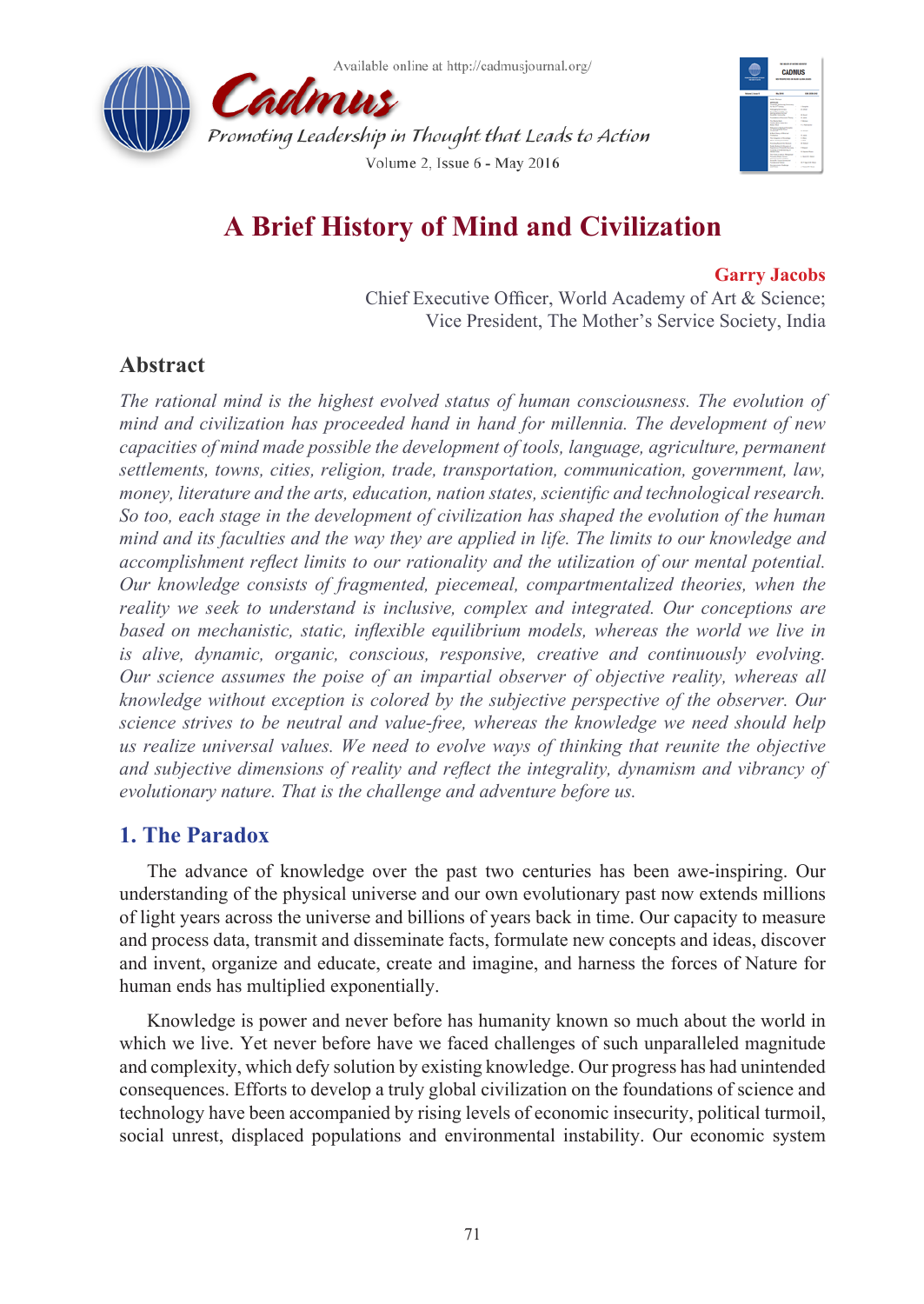# A Brief History of Mind and Civilization

**Garry Jacobs**
Chief Executive Officer, World Academy of Art & Science;
Vice President, The Mother's Service Society, India

## Abstract

*The rational mind is the highest evolved status of human consciousness. The evolution of mind and civilization has proceeded hand in hand for millennia. The development of new capacities of mind made possible the development of tools, language, agriculture, permanent settlements, towns, cities, religion, trade, transportation, communication, government, law, money, literature and the arts, education, nation states, scientific and technological research. So too, each stage in the development of civilization has shaped the evolution of the human mind and its faculties and the way they are applied in life. The limits to our knowledge and accomplishment reflect limits to our rationality and the utilization of our mental potential. Our knowledge consists of fragmented, piecemeal, compartmentalized theories, when the reality we seek to understand is inclusive, complex and integrated. Our conceptions are based on mechanistic, static, inflexible equilibrium models, whereas the world we live in is alive, dynamic, organic, conscious, responsive, creative and continuously evolving. Our science assumes the poise of an impartial observer of objective reality, whereas all knowledge without exception is colored by the subjective perspective of the observer. Our science strives to be neutral and value-free, whereas the knowledge we need should help us realize universal values. We need to evolve ways of thinking that reunite the objective and subjective dimensions of reality and reflect the integrality, dynamism and vibrancy of evolutionary nature. That is the challenge and adventure before us.*

## 1. The Paradox

The advance of knowledge over the past two centuries has been awe-inspiring. Our understanding of the physical universe and our own evolutionary past now extends millions of light years across the universe and billions of years back in time. Our capacity to measure and process data, transmit and disseminate facts, formulate new concepts and ideas, discover and invent, organize and educate, create and imagine, and harness the forces of Nature for human ends has multiplied exponentially.

Knowledge is power and never before has humanity known so much about the world in which we live. Yet never before have we faced challenges of such unparalleled magnitude and complexity, which defy solution by existing knowledge. Our progress has had unintended consequences. Efforts to develop a truly global civilization on the foundations of science and technology have been accompanied by rising levels of economic insecurity, political turmoil, social unrest, displaced populations and environmental instability. Our economic system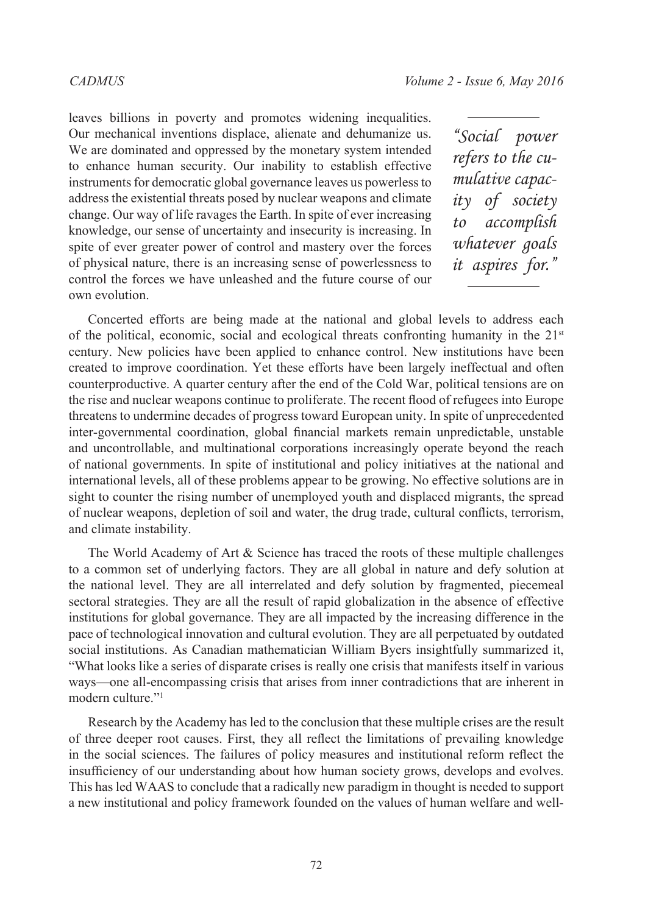leaves billions in poverty and promotes widening inequalities. Our mechanical inventions displace, alienate and dehumanize us. We are dominated and oppressed by the monetary system intended to enhance human security. Our inability to establish effective instruments for democratic global governance leaves us powerless to address the existential threats posed by nuclear weapons and climate change. Our way of life ravages the Earth. In spite of ever increasing knowledge, our sense of uncertainty and insecurity is increasing. In spite of ever greater power of control and mastery over the forces of physical nature, there is an increasing sense of powerlessness to control the forces we have unleashed and the future course of our own evolution.

> *"Social power refers to the cumulative capacity of society to accomplish whatever goals it aspires for."*

Concerted efforts are being made at the national and global levels to address each of the political, economic, social and ecological threats confronting humanity in the 21st century. New policies have been applied to enhance control. New institutions have been created to improve coordination. Yet these efforts have been largely ineffectual and often counterproductive. A quarter century after the end of the Cold War, political tensions are on the rise and nuclear weapons continue to proliferate. The recent flood of refugees into Europe threatens to undermine decades of progress toward European unity. In spite of unprecedented inter-governmental coordination, global financial markets remain unpredictable, unstable and uncontrollable, and multinational corporations increasingly operate beyond the reach of national governments. In spite of institutional and policy initiatives at the national and international levels, all of these problems appear to be growing. No effective solutions are in sight to counter the rising number of unemployed youth and displaced migrants, the spread of nuclear weapons, depletion of soil and water, the drug trade, cultural conflicts, terrorism, and climate instability.

The World Academy of Art & Science has traced the roots of these multiple challenges to a common set of underlying factors. They are all global in nature and defy solution at the national level. They are all interrelated and defy solution by fragmented, piecemeal sectoral strategies. They are all the result of rapid globalization in the absence of effective institutions for global governance. They are all impacted by the increasing difference in the pace of technological innovation and cultural evolution. They are all perpetuated by outdated social institutions. As Canadian mathematician William Byers insightfully summarized it, "What looks like a series of disparate crises is really one crisis that manifests itself in various ways—one all-encompassing crisis that arises from inner contradictions that are inherent in modern culture."[1]

Research by the Academy has led to the conclusion that these multiple crises are the result of three deeper root causes. First, they all reflect the limitations of prevailing knowledge in the social sciences. The failures of policy measures and institutional reform reflect the insufficiency of our understanding about how human society grows, develops and evolves. This has led WAAS to conclude that a radically new paradigm in thought is needed to support a new institutional and policy framework founded on the values of human welfare and well-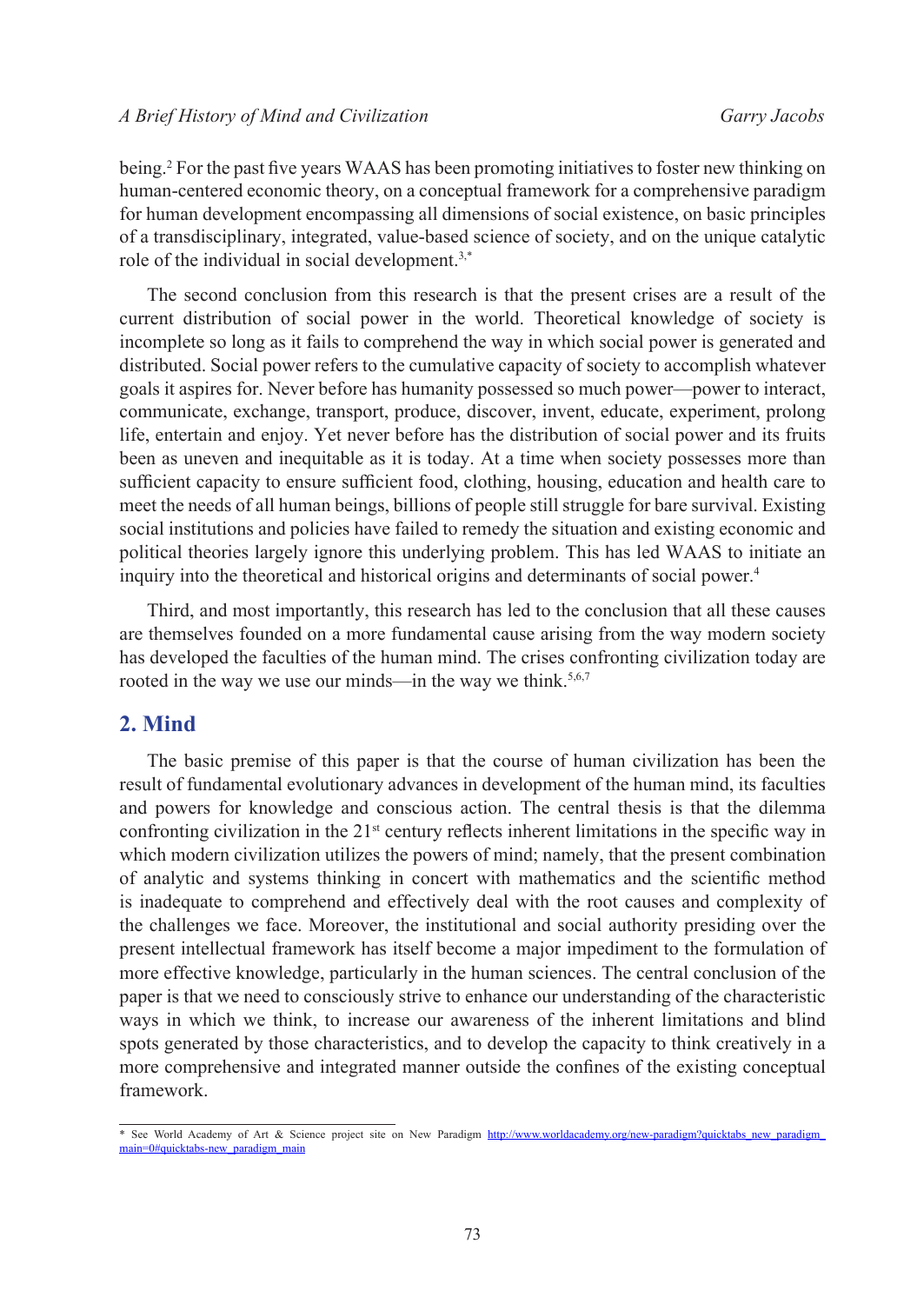being.[2] For the past five years WAAS has been promoting initiatives to foster new thinking on human-centered economic theory, on a conceptual framework for a comprehensive paradigm for human development encompassing all dimensions of social existence, on basic principles of a transdisciplinary, integrated, value-based science of society, and on the unique catalytic role of the individual in social development.[3,*]

The second conclusion from this research is that the present crises are a result of the current distribution of social power in the world. Theoretical knowledge of society is incomplete so long as it fails to comprehend the way in which social power is generated and distributed. Social power refers to the cumulative capacity of society to accomplish whatever goals it aspires for. Never before has humanity possessed so much power—power to interact, communicate, exchange, transport, produce, discover, invent, educate, experiment, prolong life, entertain and enjoy. Yet never before has the distribution of social power and its fruits been as uneven and inequitable as it is today. At a time when society possesses more than sufficient capacity to ensure sufficient food, clothing, housing, education and health care to meet the needs of all human beings, billions of people still struggle for bare survival. Existing social institutions and policies have failed to remedy the situation and existing economic and political theories largely ignore this underlying problem. This has led WAAS to initiate an inquiry into the theoretical and historical origins and determinants of social power.[4]

Third, and most importantly, this research has led to the conclusion that all these causes are themselves founded on a more fundamental cause arising from the way modern society has developed the faculties of the human mind. The crises confronting civilization today are rooted in the way we use our minds—in the way we think.[5,6,7]

## 2. Mind

The basic premise of this paper is that the course of human civilization has been the result of fundamental evolutionary advances in development of the human mind, its faculties and powers for knowledge and conscious action. The central thesis is that the dilemma confronting civilization in the 21st century reflects inherent limitations in the specific way in which modern civilization utilizes the powers of mind; namely, that the present combination of analytic and systems thinking in concert with mathematics and the scientific method is inadequate to comprehend and effectively deal with the root causes and complexity of the challenges we face. Moreover, the institutional and social authority presiding over the present intellectual framework has itself become a major impediment to the formulation of more effective knowledge, particularly in the human sciences. The central conclusion of the paper is that we need to consciously strive to enhance our understanding of the characteristic ways in which we think, to increase our awareness of the inherent limitations and blind spots generated by those characteristics, and to develop the capacity to think creatively in a more comprehensive and integrated manner outside the confines of the existing conceptual framework.

---

* See World Academy of Art & Science project site on New Paradigm http://www.worldacademy.org/new-paradigm?quicktabs_new_paradigm_main=0#quicktabs-new_paradigm_main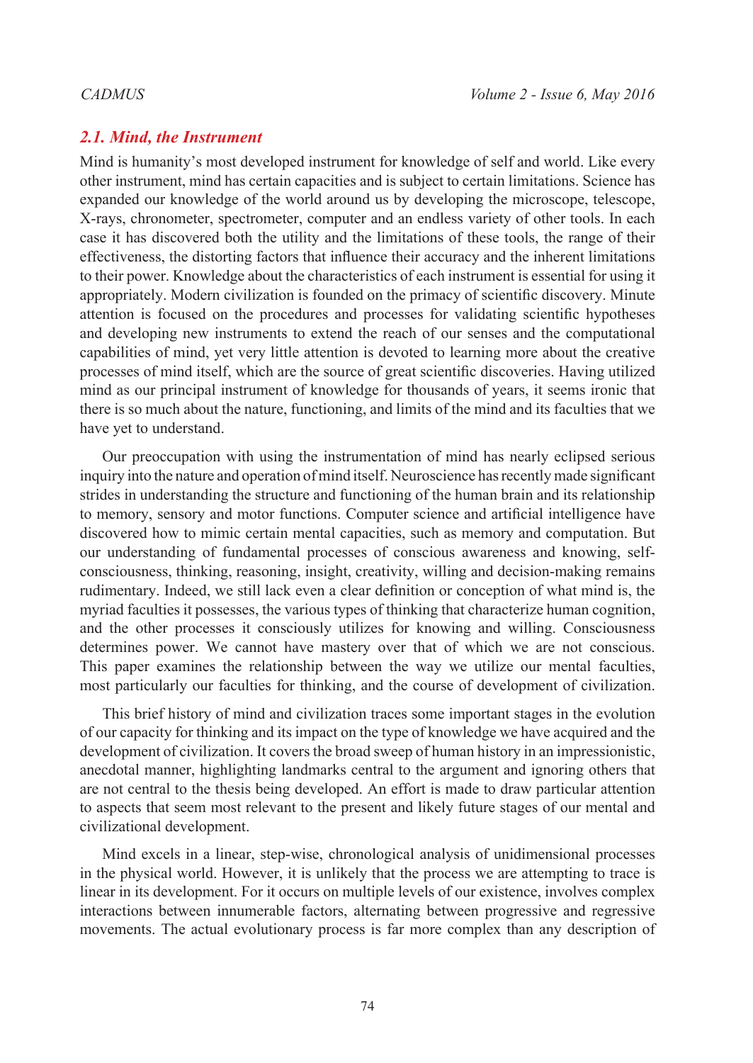## 2.1. Mind, the Instrument

Mind is humanity's most developed instrument for knowledge of self and world. Like every other instrument, mind has certain capacities and is subject to certain limitations. Science has expanded our knowledge of the world around us by developing the microscope, telescope, X-rays, chronometer, spectrometer, computer and an endless variety of other tools. In each case it has discovered both the utility and the limitations of these tools, the range of their effectiveness, the distorting factors that influence their accuracy and the inherent limitations to their power. Knowledge about the characteristics of each instrument is essential for using it appropriately. Modern civilization is founded on the primacy of scientific discovery. Minute attention is focused on the procedures and processes for validating scientific hypotheses and developing new instruments to extend the reach of our senses and the computational capabilities of mind, yet very little attention is devoted to learning more about the creative processes of mind itself, which are the source of great scientific discoveries. Having utilized mind as our principal instrument of knowledge for thousands of years, it seems ironic that there is so much about the nature, functioning, and limits of the mind and its faculties that we have yet to understand.

Our preoccupation with using the instrumentation of mind has nearly eclipsed serious inquiry into the nature and operation of mind itself. Neuroscience has recently made significant strides in understanding the structure and functioning of the human brain and its relationship to memory, sensory and motor functions. Computer science and artificial intelligence have discovered how to mimic certain mental capacities, such as memory and computation. But our understanding of fundamental processes of conscious awareness and knowing, self-consciousness, thinking, reasoning, insight, creativity, willing and decision-making remains rudimentary. Indeed, we still lack even a clear definition or conception of what mind is, the myriad faculties it possesses, the various types of thinking that characterize human cognition, and the other processes it consciously utilizes for knowing and willing. Consciousness determines power. We cannot have mastery over that of which we are not conscious. This paper examines the relationship between the way we utilize our mental faculties, most particularly our faculties for thinking, and the course of development of civilization.

This brief history of mind and civilization traces some important stages in the evolution of our capacity for thinking and its impact on the type of knowledge we have acquired and the development of civilization. It covers the broad sweep of human history in an impressionistic, anecdotal manner, highlighting landmarks central to the argument and ignoring others that are not central to the thesis being developed. An effort is made to draw particular attention to aspects that seem most relevant to the present and likely future stages of our mental and civilizational development.

Mind excels in a linear, step-wise, chronological analysis of unidimensional processes in the physical world. However, it is unlikely that the process we are attempting to trace is linear in its development. For it occurs on multiple levels of our existence, involves complex interactions between innumerable factors, alternating between progressive and regressive movements. The actual evolutionary process is far more complex than any description of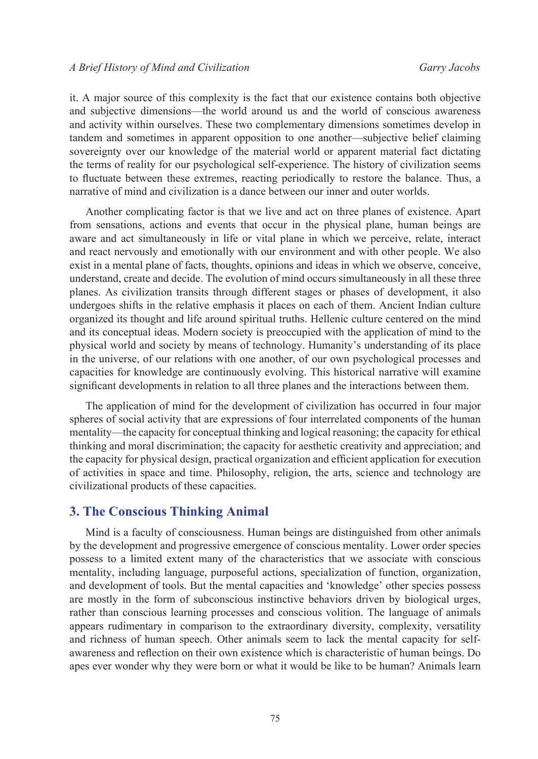it. A major source of this complexity is the fact that our existence contains both objective and subjective dimensions—the world around us and the world of conscious awareness and activity within ourselves. These two complementary dimensions sometimes develop in tandem and sometimes in apparent opposition to one another—subjective belief claiming sovereignty over our knowledge of the material world or apparent material fact dictating the terms of reality for our psychological self-experience. The history of civilization seems to fluctuate between these extremes, reacting periodically to restore the balance. Thus, a narrative of mind and civilization is a dance between our inner and outer worlds.

Another complicating factor is that we live and act on three planes of existence. Apart from sensations, actions and events that occur in the physical plane, human beings are aware and act simultaneously in life or vital plane in which we perceive, relate, interact and react nervously and emotionally with our environment and with other people. We also exist in a mental plane of facts, thoughts, opinions and ideas in which we observe, conceive, understand, create and decide. The evolution of mind occurs simultaneously in all these three planes. As civilization transits through different stages or phases of development, it also undergoes shifts in the relative emphasis it places on each of them. Ancient Indian culture organized its thought and life around spiritual truths. Hellenic culture centered on the mind and its conceptual ideas. Modern society is preoccupied with the application of mind to the physical world and society by means of technology. Humanity's understanding of its place in the universe, of our relations with one another, of our own psychological processes and capacities for knowledge are continuously evolving. This historical narrative will examine significant developments in relation to all three planes and the interactions between them.

The application of mind for the development of civilization has occurred in four major spheres of social activity that are expressions of four interrelated components of the human mentality—the capacity for conceptual thinking and logical reasoning; the capacity for ethical thinking and moral discrimination; the capacity for aesthetic creativity and appreciation; and the capacity for physical design, practical organization and efficient application for execution of activities in space and time. Philosophy, religion, the arts, science and technology are civilizational products of these capacities.

## 3. The Conscious Thinking Animal

Mind is a faculty of consciousness. Human beings are distinguished from other animals by the development and progressive emergence of conscious mentality. Lower order species possess to a limited extent many of the characteristics that we associate with conscious mentality, including language, purposeful actions, specialization of function, organization, and development of tools. But the mental capacities and 'knowledge' other species possess are mostly in the form of subconscious instinctive behaviors driven by biological urges, rather than conscious learning processes and conscious volition. The language of animals appears rudimentary in comparison to the extraordinary diversity, complexity, versatility and richness of human speech. Other animals seem to lack the mental capacity for self-awareness and reflection on their own existence which is characteristic of human beings. Do apes ever wonder why they were born or what it would be like to be human? Animals learn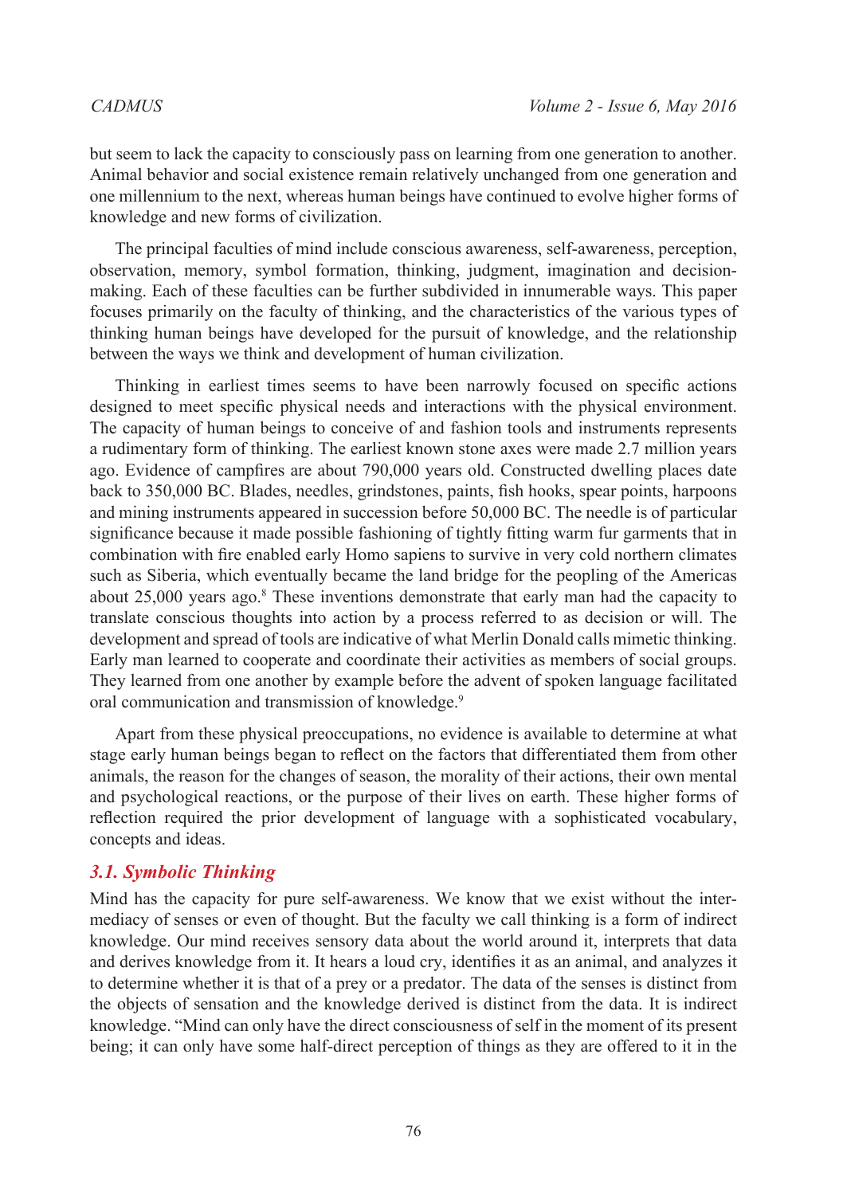but seem to lack the capacity to consciously pass on learning from one generation to another. Animal behavior and social existence remain relatively unchanged from one generation and one millennium to the next, whereas human beings have continued to evolve higher forms of knowledge and new forms of civilization.

The principal faculties of mind include conscious awareness, self-awareness, perception, observation, memory, symbol formation, thinking, judgment, imagination and decision-making. Each of these faculties can be further subdivided in innumerable ways. This paper focuses primarily on the faculty of thinking, and the characteristics of the various types of thinking human beings have developed for the pursuit of knowledge, and the relationship between the ways we think and development of human civilization.

Thinking in earliest times seems to have been narrowly focused on specific actions designed to meet specific physical needs and interactions with the physical environment. The capacity of human beings to conceive of and fashion tools and instruments represents a rudimentary form of thinking. The earliest known stone axes were made 2.7 million years ago. Evidence of campfires are about 790,000 years old. Constructed dwelling places date back to 350,000 BC. Blades, needles, grindstones, paints, fish hooks, spear points, harpoons and mining instruments appeared in succession before 50,000 BC. The needle is of particular significance because it made possible fashioning of tightly fitting warm fur garments that in combination with fire enabled early Homo sapiens to survive in very cold northern climates such as Siberia, which eventually became the land bridge for the peopling of the Americas about 25,000 years ago.[8] These inventions demonstrate that early man had the capacity to translate conscious thoughts into action by a process referred to as decision or will. The development and spread of tools are indicative of what Merlin Donald calls mimetic thinking. Early man learned to cooperate and coordinate their activities as members of social groups. They learned from one another by example before the advent of spoken language facilitated oral communication and transmission of knowledge.[9]

Apart from these physical preoccupations, no evidence is available to determine at what stage early human beings began to reflect on the factors that differentiated them from other animals, the reason for the changes of season, the morality of their actions, their own mental and psychological reactions, or the purpose of their lives on earth. These higher forms of reflection required the prior development of language with a sophisticated vocabulary, concepts and ideas.

### 3.1. Symbolic Thinking

Mind has the capacity for pure self-awareness. We know that we exist without the intermediacy of senses or even of thought. But the faculty we call thinking is a form of indirect knowledge. Our mind receives sensory data about the world around it, interprets that data and derives knowledge from it. It hears a loud cry, identifies it as an animal, and analyzes it to determine whether it is that of a prey or a predator. The data of the senses is distinct from the objects of sensation and the knowledge derived is distinct from the data. It is indirect knowledge. "Mind can only have the direct consciousness of self in the moment of its present being; it can only have some half-direct perception of things as they are offered to it in the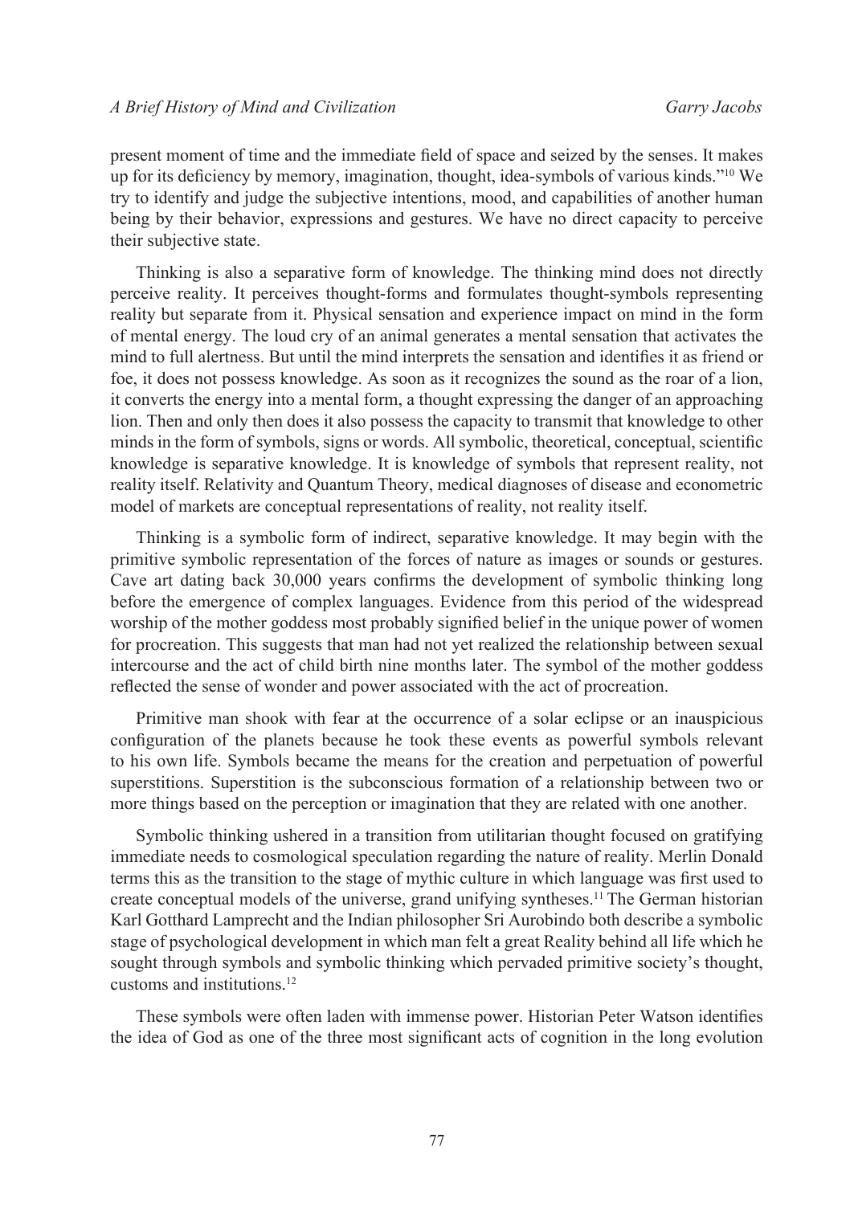present moment of time and the immediate field of space and seized by the senses. It makes up for its deficiency by memory, imagination, thought, idea-symbols of various kinds."[10] We try to identify and judge the subjective intentions, mood, and capabilities of another human being by their behavior, expressions and gestures. We have no direct capacity to perceive their subjective state.

Thinking is also a separative form of knowledge. The thinking mind does not directly perceive reality. It perceives thought-forms and formulates thought-symbols representing reality but separate from it. Physical sensation and experience impact on mind in the form of mental energy. The loud cry of an animal generates a mental sensation that activates the mind to full alertness. But until the mind interprets the sensation and identifies it as friend or foe, it does not possess knowledge. As soon as it recognizes the sound as the roar of a lion, it converts the energy into a mental form, a thought expressing the danger of an approaching lion. Then and only then does it also possess the capacity to transmit that knowledge to other minds in the form of symbols, signs or words. All symbolic, theoretical, conceptual, scientific knowledge is separative knowledge. It is knowledge of symbols that represent reality, not reality itself. Relativity and Quantum Theory, medical diagnoses of disease and econometric model of markets are conceptual representations of reality, not reality itself.

Thinking is a symbolic form of indirect, separative knowledge. It may begin with the primitive symbolic representation of the forces of nature as images or sounds or gestures. Cave art dating back 30,000 years confirms the development of symbolic thinking long before the emergence of complex languages. Evidence from this period of the widespread worship of the mother goddess most probably signified belief in the unique power of women for procreation. This suggests that man had not yet realized the relationship between sexual intercourse and the act of child birth nine months later. The symbol of the mother goddess reflected the sense of wonder and power associated with the act of procreation.

Primitive man shook with fear at the occurrence of a solar eclipse or an inauspicious configuration of the planets because he took these events as powerful symbols relevant to his own life. Symbols became the means for the creation and perpetuation of powerful superstitions. Superstition is the subconscious formation of a relationship between two or more things based on the perception or imagination that they are related with one another.

Symbolic thinking ushered in a transition from utilitarian thought focused on gratifying immediate needs to cosmological speculation regarding the nature of reality. Merlin Donald terms this as the transition to the stage of mythic culture in which language was first used to create conceptual models of the universe, grand unifying syntheses.[11] The German historian Karl Gotthard Lamprecht and the Indian philosopher Sri Aurobindo both describe a symbolic stage of psychological development in which man felt a great Reality behind all life which he sought through symbols and symbolic thinking which pervaded primitive society's thought, customs and institutions.[12]

These symbols were often laden with immense power. Historian Peter Watson identifies the idea of God as one of the three most significant acts of cognition in the long evolution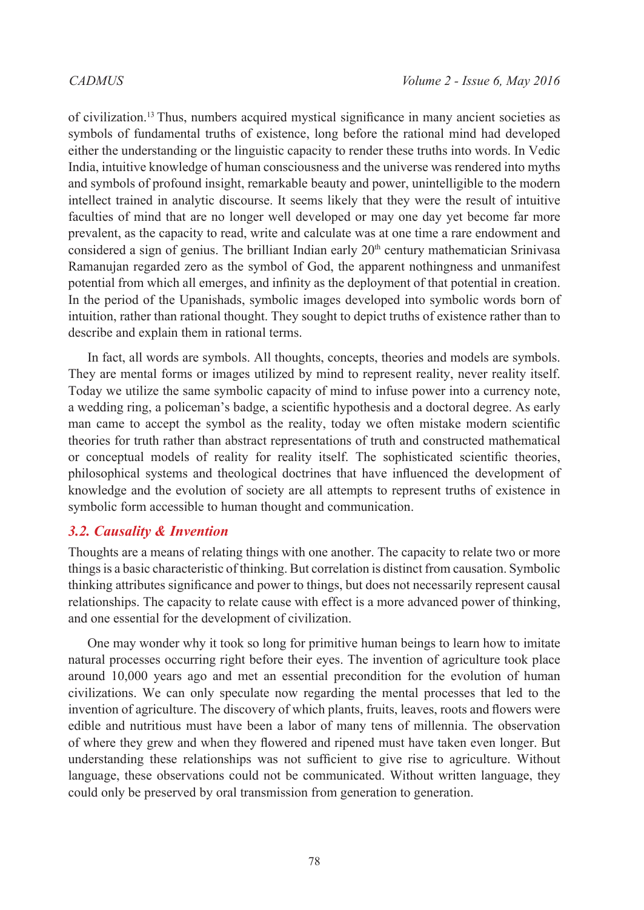of civilization.[13] Thus, numbers acquired mystical significance in many ancient societies as symbols of fundamental truths of existence, long before the rational mind had developed either the understanding or the linguistic capacity to render these truths into words. In Vedic India, intuitive knowledge of human consciousness and the universe was rendered into myths and symbols of profound insight, remarkable beauty and power, unintelligible to the modern intellect trained in analytic discourse. It seems likely that they were the result of intuitive faculties of mind that are no longer well developed or may one day yet become far more prevalent, as the capacity to read, write and calculate was at one time a rare endowment and considered a sign of genius. The brilliant Indian early 20th century mathematician Srinivasa Ramanujan regarded zero as the symbol of God, the apparent nothingness and unmanifest potential from which all emerges, and infinity as the deployment of that potential in creation. In the period of the Upanishads, symbolic images developed into symbolic words born of intuition, rather than rational thought. They sought to depict truths of existence rather than to describe and explain them in rational terms.

In fact, all words are symbols. All thoughts, concepts, theories and models are symbols. They are mental forms or images utilized by mind to represent reality, never reality itself. Today we utilize the same symbolic capacity of mind to infuse power into a currency note, a wedding ring, a policeman's badge, a scientific hypothesis and a doctoral degree. As early man came to accept the symbol as the reality, today we often mistake modern scientific theories for truth rather than abstract representations of truth and constructed mathematical or conceptual models of reality for reality itself. The sophisticated scientific theories, philosophical systems and theological doctrines that have influenced the development of knowledge and the evolution of society are all attempts to represent truths of existence in symbolic form accessible to human thought and communication.

### *3.2. Causality & Invention*

Thoughts are a means of relating things with one another. The capacity to relate two or more things is a basic characteristic of thinking. But correlation is distinct from causation. Symbolic thinking attributes significance and power to things, but does not necessarily represent causal relationships. The capacity to relate cause with effect is a more advanced power of thinking, and one essential for the development of civilization.

One may wonder why it took so long for primitive human beings to learn how to imitate natural processes occurring right before their eyes. The invention of agriculture took place around 10,000 years ago and met an essential precondition for the evolution of human civilizations. We can only speculate now regarding the mental processes that led to the invention of agriculture. The discovery of which plants, fruits, leaves, roots and flowers were edible and nutritious must have been a labor of many tens of millennia. The observation of where they grew and when they flowered and ripened must have taken even longer. But understanding these relationships was not sufficient to give rise to agriculture. Without language, these observations could not be communicated. Without written language, they could only be preserved by oral transmission from generation to generation.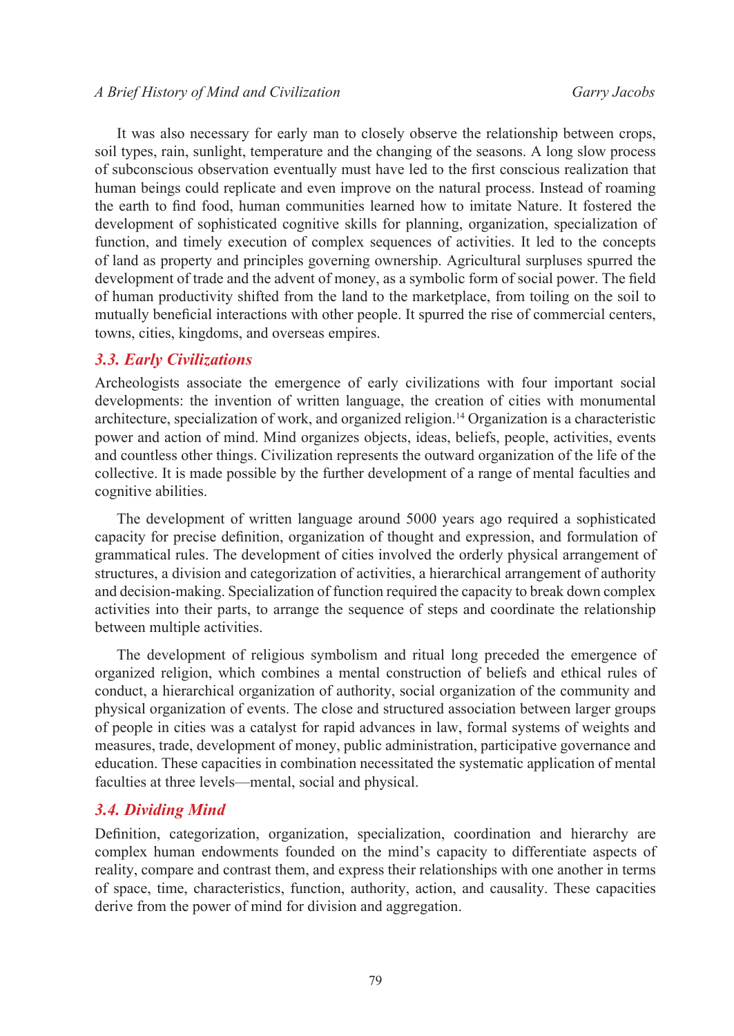It was also necessary for early man to closely observe the relationship between crops, soil types, rain, sunlight, temperature and the changing of the seasons. A long slow process of subconscious observation eventually must have led to the first conscious realization that human beings could replicate and even improve on the natural process. Instead of roaming the earth to find food, human communities learned how to imitate Nature. It fostered the development of sophisticated cognitive skills for planning, organization, specialization of function, and timely execution of complex sequences of activities. It led to the concepts of land as property and principles governing ownership. Agricultural surpluses spurred the development of trade and the advent of money, as a symbolic form of social power. The field of human productivity shifted from the land to the marketplace, from toiling on the soil to mutually beneficial interactions with other people. It spurred the rise of commercial centers, towns, cities, kingdoms, and overseas empires.

### *3.3. Early Civilizations*

Archeologists associate the emergence of early civilizations with four important social developments: the invention of written language, the creation of cities with monumental architecture, specialization of work, and organized religion.[14] Organization is a characteristic power and action of mind. Mind organizes objects, ideas, beliefs, people, activities, events and countless other things. Civilization represents the outward organization of the life of the collective. It is made possible by the further development of a range of mental faculties and cognitive abilities.

The development of written language around 5000 years ago required a sophisticated capacity for precise definition, organization of thought and expression, and formulation of grammatical rules. The development of cities involved the orderly physical arrangement of structures, a division and categorization of activities, a hierarchical arrangement of authority and decision-making. Specialization of function required the capacity to break down complex activities into their parts, to arrange the sequence of steps and coordinate the relationship between multiple activities.

The development of religious symbolism and ritual long preceded the emergence of organized religion, which combines a mental construction of beliefs and ethical rules of conduct, a hierarchical organization of authority, social organization of the community and physical organization of events. The close and structured association between larger groups of people in cities was a catalyst for rapid advances in law, formal systems of weights and measures, trade, development of money, public administration, participative governance and education. These capacities in combination necessitated the systematic application of mental faculties at three levels—mental, social and physical.

### *3.4. Dividing Mind*

Definition, categorization, organization, specialization, coordination and hierarchy are complex human endowments founded on the mind's capacity to differentiate aspects of reality, compare and contrast them, and express their relationships with one another in terms of space, time, characteristics, function, authority, action, and causality. These capacities derive from the power of mind for division and aggregation.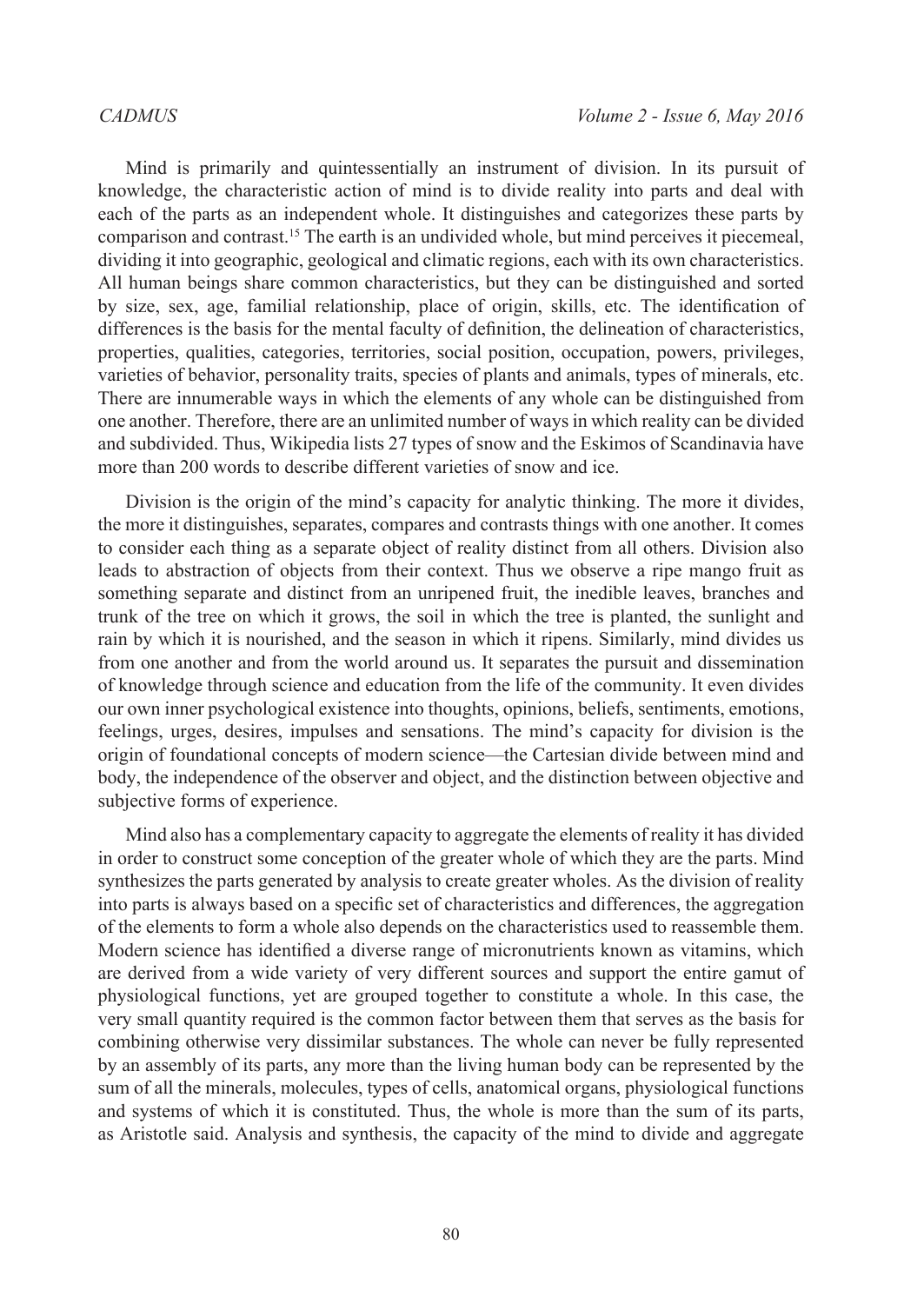Mind is primarily and quintessentially an instrument of division. In its pursuit of knowledge, the characteristic action of mind is to divide reality into parts and deal with each of the parts as an independent whole. It distinguishes and categorizes these parts by comparison and contrast.[15] The earth is an undivided whole, but mind perceives it piecemeal, dividing it into geographic, geological and climatic regions, each with its own characteristics. All human beings share common characteristics, but they can be distinguished and sorted by size, sex, age, familial relationship, place of origin, skills, etc. The identification of differences is the basis for the mental faculty of definition, the delineation of characteristics, properties, qualities, categories, territories, social position, occupation, powers, privileges, varieties of behavior, personality traits, species of plants and animals, types of minerals, etc. There are innumerable ways in which the elements of any whole can be distinguished from one another. Therefore, there are an unlimited number of ways in which reality can be divided and subdivided. Thus, Wikipedia lists 27 types of snow and the Eskimos of Scandinavia have more than 200 words to describe different varieties of snow and ice.

Division is the origin of the mind's capacity for analytic thinking. The more it divides, the more it distinguishes, separates, compares and contrasts things with one another. It comes to consider each thing as a separate object of reality distinct from all others. Division also leads to abstraction of objects from their context. Thus we observe a ripe mango fruit as something separate and distinct from an unripened fruit, the inedible leaves, branches and trunk of the tree on which it grows, the soil in which the tree is planted, the sunlight and rain by which it is nourished, and the season in which it ripens. Similarly, mind divides us from one another and from the world around us. It separates the pursuit and dissemination of knowledge through science and education from the life of the community. It even divides our own inner psychological existence into thoughts, opinions, beliefs, sentiments, emotions, feelings, urges, desires, impulses and sensations. The mind's capacity for division is the origin of foundational concepts of modern science—the Cartesian divide between mind and body, the independence of the observer and object, and the distinction between objective and subjective forms of experience.

Mind also has a complementary capacity to aggregate the elements of reality it has divided in order to construct some conception of the greater whole of which they are the parts. Mind synthesizes the parts generated by analysis to create greater wholes. As the division of reality into parts is always based on a specific set of characteristics and differences, the aggregation of the elements to form a whole also depends on the characteristics used to reassemble them. Modern science has identified a diverse range of micronutrients known as vitamins, which are derived from a wide variety of very different sources and support the entire gamut of physiological functions, yet are grouped together to constitute a whole. In this case, the very small quantity required is the common factor between them that serves as the basis for combining otherwise very dissimilar substances. The whole can never be fully represented by an assembly of its parts, any more than the living human body can be represented by the sum of all the minerals, molecules, types of cells, anatomical organs, physiological functions and systems of which it is constituted. Thus, the whole is more than the sum of its parts, as Aristotle said. Analysis and synthesis, the capacity of the mind to divide and aggregate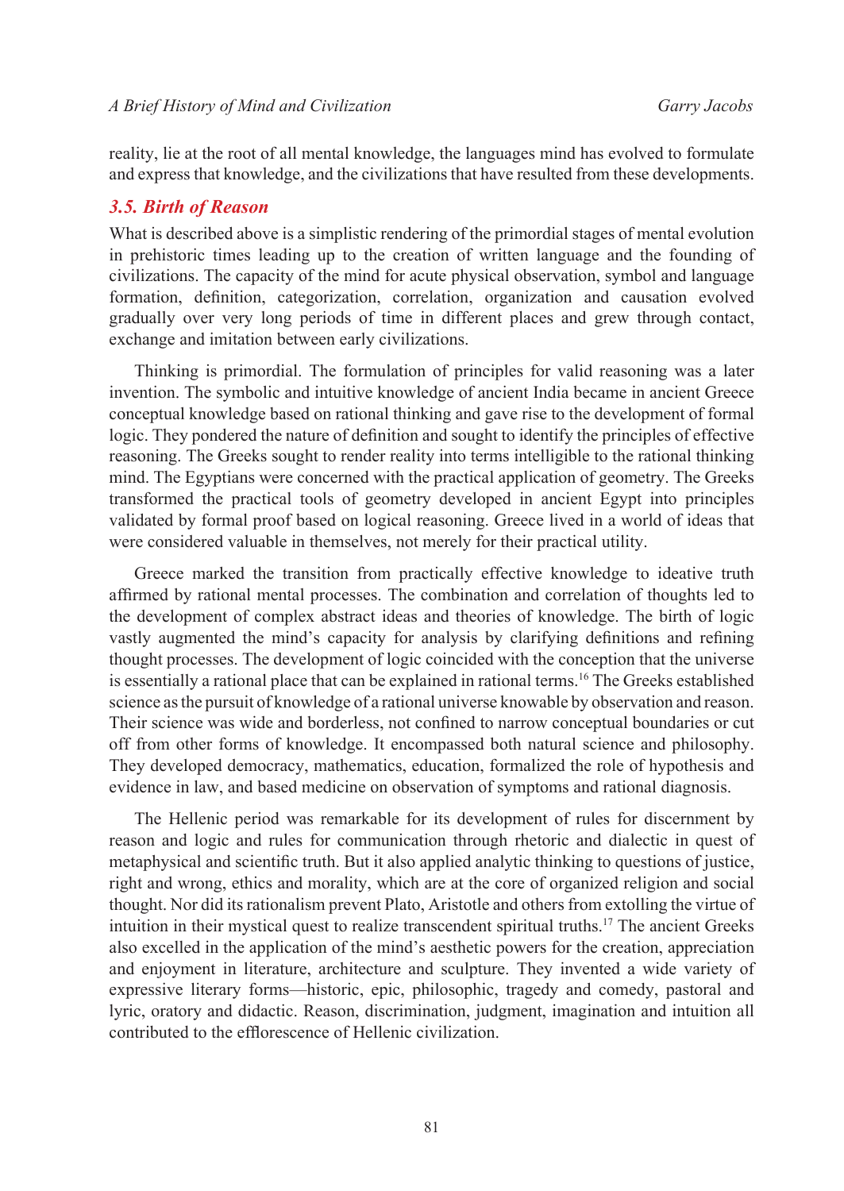reality, lie at the root of all mental knowledge, the languages mind has evolved to formulate and express that knowledge, and the civilizations that have resulted from these developments.

### *3.5. Birth of Reason*

What is described above is a simplistic rendering of the primordial stages of mental evolution in prehistoric times leading up to the creation of written language and the founding of civilizations. The capacity of the mind for acute physical observation, symbol and language formation, definition, categorization, correlation, organization and causation evolved gradually over very long periods of time in different places and grew through contact, exchange and imitation between early civilizations.

Thinking is primordial. The formulation of principles for valid reasoning was a later invention. The symbolic and intuitive knowledge of ancient India became in ancient Greece conceptual knowledge based on rational thinking and gave rise to the development of formal logic. They pondered the nature of definition and sought to identify the principles of effective reasoning. The Greeks sought to render reality into terms intelligible to the rational thinking mind. The Egyptians were concerned with the practical application of geometry. The Greeks transformed the practical tools of geometry developed in ancient Egypt into principles validated by formal proof based on logical reasoning. Greece lived in a world of ideas that were considered valuable in themselves, not merely for their practical utility.

Greece marked the transition from practically effective knowledge to ideative truth affirmed by rational mental processes. The combination and correlation of thoughts led to the development of complex abstract ideas and theories of knowledge. The birth of logic vastly augmented the mind's capacity for analysis by clarifying definitions and refining thought processes. The development of logic coincided with the conception that the universe is essentially a rational place that can be explained in rational terms.[16] The Greeks established science as the pursuit of knowledge of a rational universe knowable by observation and reason. Their science was wide and borderless, not confined to narrow conceptual boundaries or cut off from other forms of knowledge. It encompassed both natural science and philosophy. They developed democracy, mathematics, education, formalized the role of hypothesis and evidence in law, and based medicine on observation of symptoms and rational diagnosis.

The Hellenic period was remarkable for its development of rules for discernment by reason and logic and rules for communication through rhetoric and dialectic in quest of metaphysical and scientific truth. But it also applied analytic thinking to questions of justice, right and wrong, ethics and morality, which are at the core of organized religion and social thought. Nor did its rationalism prevent Plato, Aristotle and others from extolling the virtue of intuition in their mystical quest to realize transcendent spiritual truths.[17] The ancient Greeks also excelled in the application of the mind's aesthetic powers for the creation, appreciation and enjoyment in literature, architecture and sculpture. They invented a wide variety of expressive literary forms—historic, epic, philosophic, tragedy and comedy, pastoral and lyric, oratory and didactic. Reason, discrimination, judgment, imagination and intuition all contributed to the efflorescence of Hellenic civilization.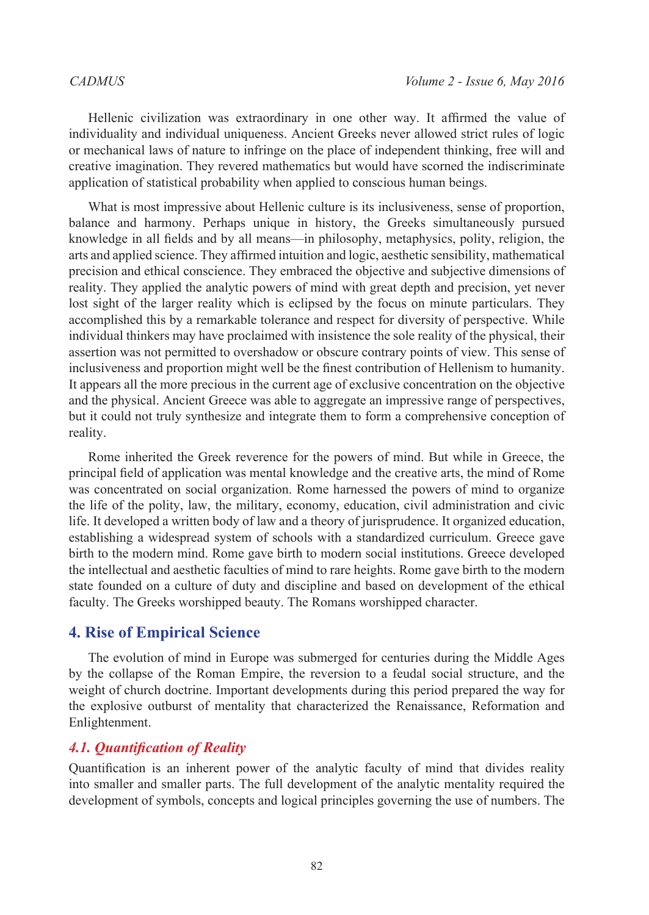Hellenic civilization was extraordinary in one other way. It affirmed the value of individuality and individual uniqueness. Ancient Greeks never allowed strict rules of logic or mechanical laws of nature to infringe on the place of independent thinking, free will and creative imagination. They revered mathematics but would have scorned the indiscriminate application of statistical probability when applied to conscious human beings.

What is most impressive about Hellenic culture is its inclusiveness, sense of proportion, balance and harmony. Perhaps unique in history, the Greeks simultaneously pursued knowledge in all fields and by all means—in philosophy, metaphysics, polity, religion, the arts and applied science. They affirmed intuition and logic, aesthetic sensibility, mathematical precision and ethical conscience. They embraced the objective and subjective dimensions of reality. They applied the analytic powers of mind with great depth and precision, yet never lost sight of the larger reality which is eclipsed by the focus on minute particulars. They accomplished this by a remarkable tolerance and respect for diversity of perspective. While individual thinkers may have proclaimed with insistence the sole reality of the physical, their assertion was not permitted to overshadow or obscure contrary points of view. This sense of inclusiveness and proportion might well be the finest contribution of Hellenism to humanity. It appears all the more precious in the current age of exclusive concentration on the objective and the physical. Ancient Greece was able to aggregate an impressive range of perspectives, but it could not truly synthesize and integrate them to form a comprehensive conception of reality.

Rome inherited the Greek reverence for the powers of mind. But while in Greece, the principal field of application was mental knowledge and the creative arts, the mind of Rome was concentrated on social organization. Rome harnessed the powers of mind to organize the life of the polity, law, the military, economy, education, civil administration and civic life. It developed a written body of law and a theory of jurisprudence. It organized education, establishing a widespread system of schools with a standardized curriculum. Greece gave birth to the modern mind. Rome gave birth to modern social institutions. Greece developed the intellectual and aesthetic faculties of mind to rare heights. Rome gave birth to the modern state founded on a culture of duty and discipline and based on development of the ethical faculty. The Greeks worshipped beauty. The Romans worshipped character.

## 4. Rise of Empirical Science

The evolution of mind in Europe was submerged for centuries during the Middle Ages by the collapse of the Roman Empire, the reversion to a feudal social structure, and the weight of church doctrine. Important developments during this period prepared the way for the explosive outburst of mentality that characterized the Renaissance, Reformation and Enlightenment.

### *4.1. Quantification of Reality*

Quantification is an inherent power of the analytic faculty of mind that divides reality into smaller and smaller parts. The full development of the analytic mentality required the development of symbols, concepts and logical principles governing the use of numbers. The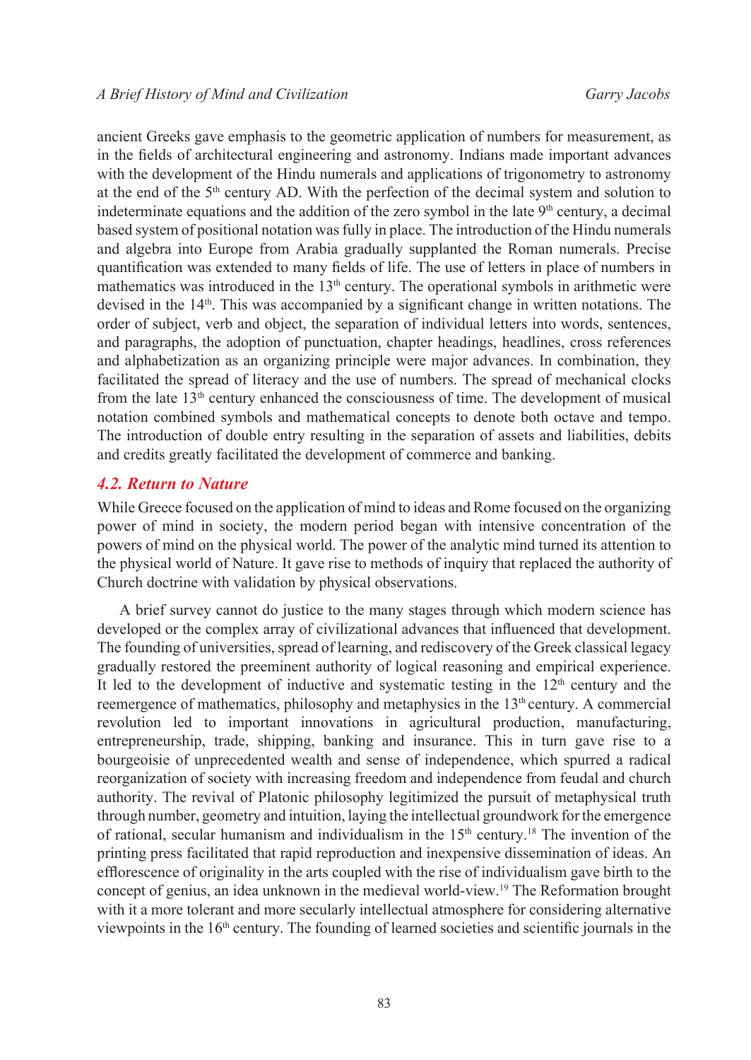ancient Greeks gave emphasis to the geometric application of numbers for measurement, as in the fields of architectural engineering and astronomy. Indians made important advances with the development of the Hindu numerals and applications of trigonometry to astronomy at the end of the 5th century AD. With the perfection of the decimal system and solution to indeterminate equations and the addition of the zero symbol in the late 9th century, a decimal based system of positional notation was fully in place. The introduction of the Hindu numerals and algebra into Europe from Arabia gradually supplanted the Roman numerals. Precise quantification was extended to many fields of life. The use of letters in place of numbers in mathematics was introduced in the 13th century. The operational symbols in arithmetic were devised in the 14th. This was accompanied by a significant change in written notations. The order of subject, verb and object, the separation of individual letters into words, sentences, and paragraphs, the adoption of punctuation, chapter headings, headlines, cross references and alphabetization as an organizing principle were major advances. In combination, they facilitated the spread of literacy and the use of numbers. The spread of mechanical clocks from the late 13th century enhanced the consciousness of time. The development of musical notation combined symbols and mathematical concepts to denote both octave and tempo. The introduction of double entry resulting in the separation of assets and liabilities, debits and credits greatly facilitated the development of commerce and banking.

### *4.2. Return to Nature*

While Greece focused on the application of mind to ideas and Rome focused on the organizing power of mind in society, the modern period began with intensive concentration of the powers of mind on the physical world. The power of the analytic mind turned its attention to the physical world of Nature. It gave rise to methods of inquiry that replaced the authority of Church doctrine with validation by physical observations.

A brief survey cannot do justice to the many stages through which modern science has developed or the complex array of civilizational advances that influenced that development. The founding of universities, spread of learning, and rediscovery of the Greek classical legacy gradually restored the preeminent authority of logical reasoning and empirical experience. It led to the development of inductive and systematic testing in the 12th century and the reemergence of mathematics, philosophy and metaphysics in the 13th century. A commercial revolution led to important innovations in agricultural production, manufacturing, entrepreneurship, trade, shipping, banking and insurance. This in turn gave rise to a bourgeoisie of unprecedented wealth and sense of independence, which spurred a radical reorganization of society with increasing freedom and independence from feudal and church authority. The revival of Platonic philosophy legitimized the pursuit of metaphysical truth through number, geometry and intuition, laying the intellectual groundwork for the emergence of rational, secular humanism and individualism in the 15th century.[18] The invention of the printing press facilitated that rapid reproduction and inexpensive dissemination of ideas. An efflorescence of originality in the arts coupled with the rise of individualism gave birth to the concept of genius, an idea unknown in the medieval world-view.[19] The Reformation brought with it a more tolerant and more secularly intellectual atmosphere for considering alternative viewpoints in the 16th century. The founding of learned societies and scientific journals in the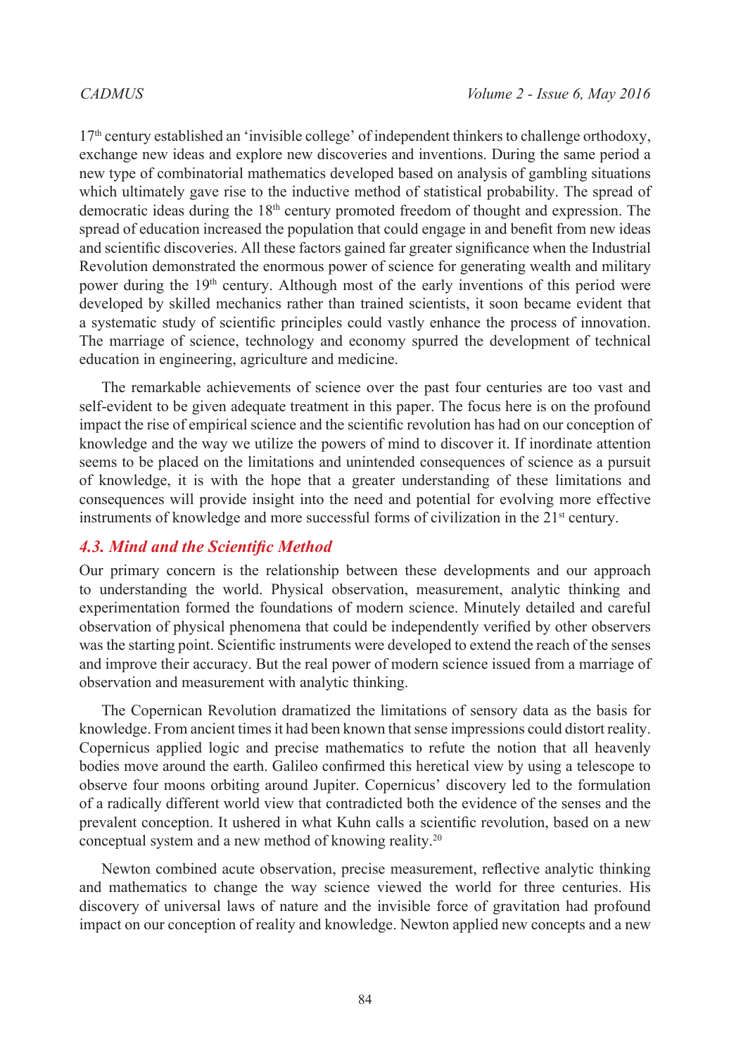17th century established an 'invisible college' of independent thinkers to challenge orthodoxy, exchange new ideas and explore new discoveries and inventions. During the same period a new type of combinatorial mathematics developed based on analysis of gambling situations which ultimately gave rise to the inductive method of statistical probability. The spread of democratic ideas during the 18th century promoted freedom of thought and expression. The spread of education increased the population that could engage in and benefit from new ideas and scientific discoveries. All these factors gained far greater significance when the Industrial Revolution demonstrated the enormous power of science for generating wealth and military power during the 19th century. Although most of the early inventions of this period were developed by skilled mechanics rather than trained scientists, it soon became evident that a systematic study of scientific principles could vastly enhance the process of innovation. The marriage of science, technology and economy spurred the development of technical education in engineering, agriculture and medicine.

The remarkable achievements of science over the past four centuries are too vast and self-evident to be given adequate treatment in this paper. The focus here is on the profound impact the rise of empirical science and the scientific revolution has had on our conception of knowledge and the way we utilize the powers of mind to discover it. If inordinate attention seems to be placed on the limitations and unintended consequences of science as a pursuit of knowledge, it is with the hope that a greater understanding of these limitations and consequences will provide insight into the need and potential for evolving more effective instruments of knowledge and more successful forms of civilization in the 21st century.

### *4.3. Mind and the Scientific Method*

Our primary concern is the relationship between these developments and our approach to understanding the world. Physical observation, measurement, analytic thinking and experimentation formed the foundations of modern science. Minutely detailed and careful observation of physical phenomena that could be independently verified by other observers was the starting point. Scientific instruments were developed to extend the reach of the senses and improve their accuracy. But the real power of modern science issued from a marriage of observation and measurement with analytic thinking.

The Copernican Revolution dramatized the limitations of sensory data as the basis for knowledge. From ancient times it had been known that sense impressions could distort reality. Copernicus applied logic and precise mathematics to refute the notion that all heavenly bodies move around the earth. Galileo confirmed this heretical view by using a telescope to observe four moons orbiting around Jupiter. Copernicus' discovery led to the formulation of a radically different world view that contradicted both the evidence of the senses and the prevalent conception. It ushered in what Kuhn calls a scientific revolution, based on a new conceptual system and a new method of knowing reality.[20]

Newton combined acute observation, precise measurement, reflective analytic thinking and mathematics to change the way science viewed the world for three centuries. His discovery of universal laws of nature and the invisible force of gravitation had profound impact on our conception of reality and knowledge. Newton applied new concepts and a new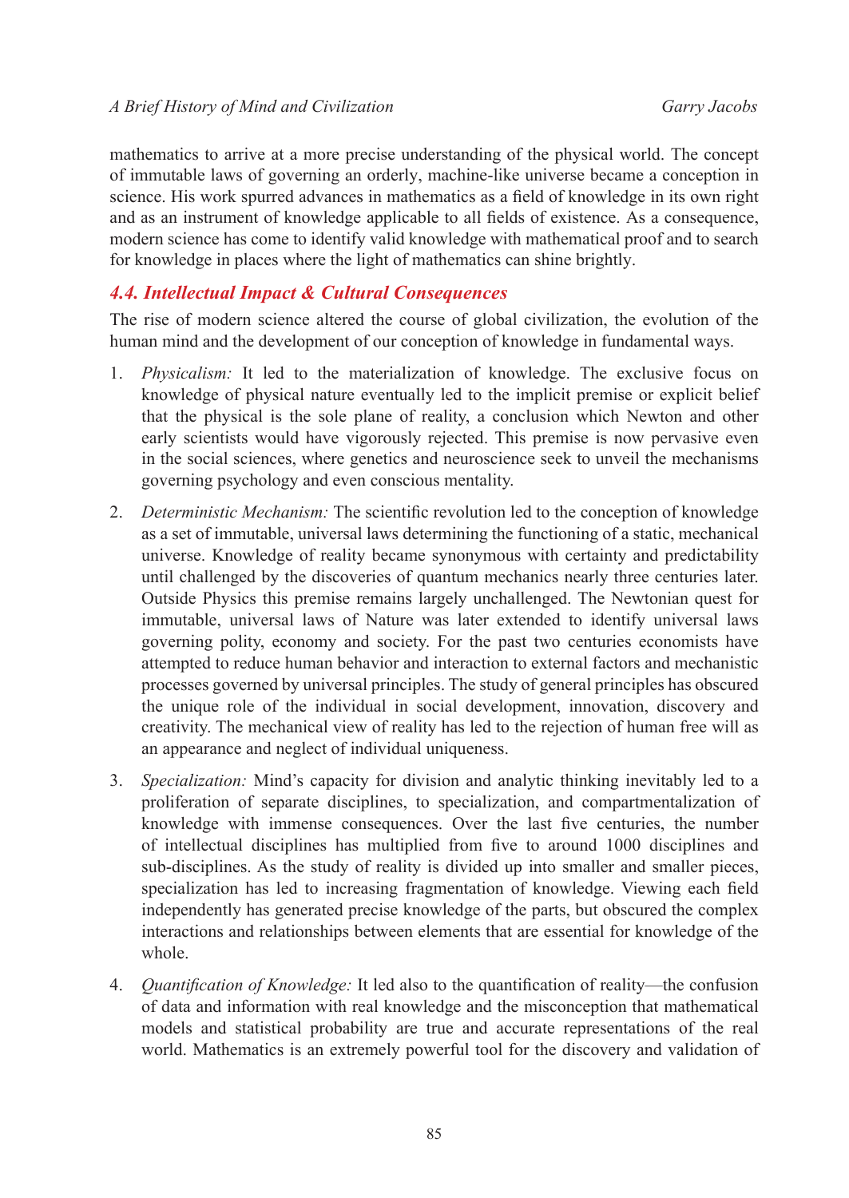mathematics to arrive at a more precise understanding of the physical world. The concept of immutable laws of governing an orderly, machine-like universe became a conception in science. His work spurred advances in mathematics as a field of knowledge in its own right and as an instrument of knowledge applicable to all fields of existence. As a consequence, modern science has come to identify valid knowledge with mathematical proof and to search for knowledge in places where the light of mathematics can shine brightly.

### 4.4. Intellectual Impact & Cultural Consequences

The rise of modern science altered the course of global civilization, the evolution of the human mind and the development of our conception of knowledge in fundamental ways.

1. *Physicalism:* It led to the materialization of knowledge. The exclusive focus on knowledge of physical nature eventually led to the implicit premise or explicit belief that the physical is the sole plane of reality, a conclusion which Newton and other early scientists would have vigorously rejected. This premise is now pervasive even in the social sciences, where genetics and neuroscience seek to unveil the mechanisms governing psychology and even conscious mentality.

2. *Deterministic Mechanism:* The scientific revolution led to the conception of knowledge as a set of immutable, universal laws determining the functioning of a static, mechanical universe. Knowledge of reality became synonymous with certainty and predictability until challenged by the discoveries of quantum mechanics nearly three centuries later. Outside Physics this premise remains largely unchallenged. The Newtonian quest for immutable, universal laws of Nature was later extended to identify universal laws governing polity, economy and society. For the past two centuries economists have attempted to reduce human behavior and interaction to external factors and mechanistic processes governed by universal principles. The study of general principles has obscured the unique role of the individual in social development, innovation, discovery and creativity. The mechanical view of reality has led to the rejection of human free will as an appearance and neglect of individual uniqueness.

3. *Specialization:* Mind's capacity for division and analytic thinking inevitably led to a proliferation of separate disciplines, to specialization, and compartmentalization of knowledge with immense consequences. Over the last five centuries, the number of intellectual disciplines has multiplied from five to around 1000 disciplines and sub-disciplines. As the study of reality is divided up into smaller and smaller pieces, specialization has led to increasing fragmentation of knowledge. Viewing each field independently has generated precise knowledge of the parts, but obscured the complex interactions and relationships between elements that are essential for knowledge of the whole.

4. *Quantification of Knowledge:* It led also to the quantification of reality—the confusion of data and information with real knowledge and the misconception that mathematical models and statistical probability are true and accurate representations of the real world. Mathematics is an extremely powerful tool for the discovery and validation of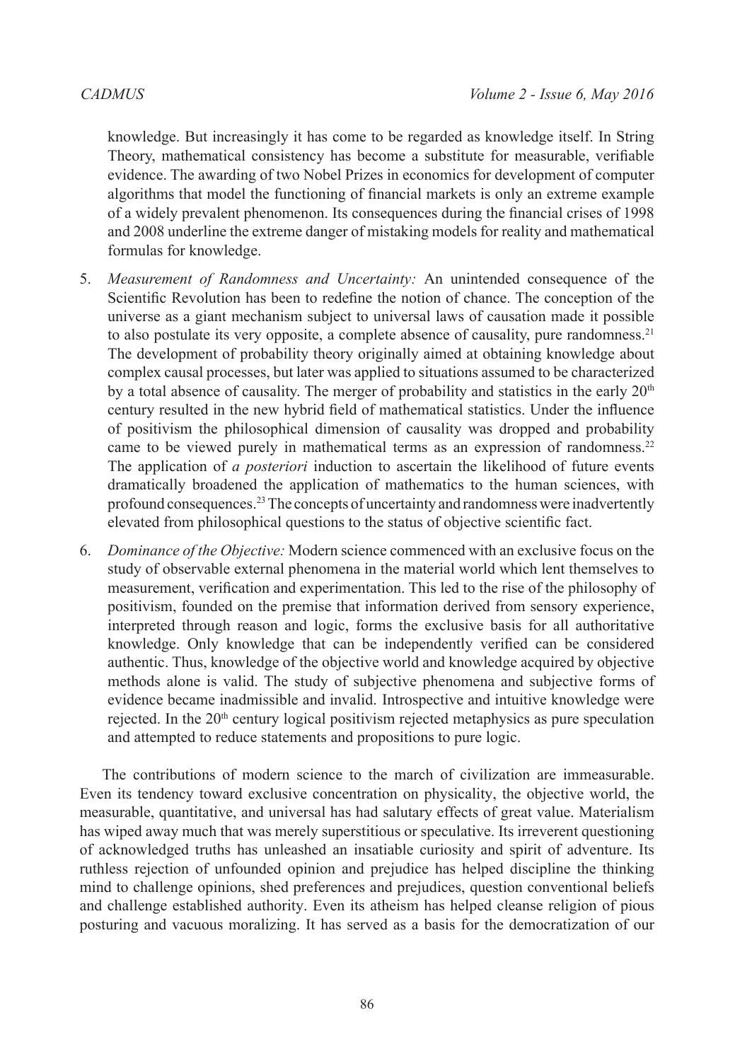knowledge. But increasingly it has come to be regarded as knowledge itself. In String Theory, mathematical consistency has become a substitute for measurable, verifiable evidence. The awarding of two Nobel Prizes in economics for development of computer algorithms that model the functioning of financial markets is only an extreme example of a widely prevalent phenomenon. Its consequences during the financial crises of 1998 and 2008 underline the extreme danger of mistaking models for reality and mathematical formulas for knowledge.

5. *Measurement of Randomness and Uncertainty:* An unintended consequence of the Scientific Revolution has been to redefine the notion of chance. The conception of the universe as a giant mechanism subject to universal laws of causation made it possible to also postulate its very opposite, a complete absence of causality, pure randomness.[21] The development of probability theory originally aimed at obtaining knowledge about complex causal processes, but later was applied to situations assumed to be characterized by a total absence of causality. The merger of probability and statistics in the early 20th century resulted in the new hybrid field of mathematical statistics. Under the influence of positivism the philosophical dimension of causality was dropped and probability came to be viewed purely in mathematical terms as an expression of randomness.[22] The application of *a posteriori* induction to ascertain the likelihood of future events dramatically broadened the application of mathematics to the human sciences, with profound consequences.[23] The concepts of uncertainty and randomness were inadvertently elevated from philosophical questions to the status of objective scientific fact.

6. *Dominance of the Objective:* Modern science commenced with an exclusive focus on the study of observable external phenomena in the material world which lent themselves to measurement, verification and experimentation. This led to the rise of the philosophy of positivism, founded on the premise that information derived from sensory experience, interpreted through reason and logic, forms the exclusive basis for all authoritative knowledge. Only knowledge that can be independently verified can be considered authentic. Thus, knowledge of the objective world and knowledge acquired by objective methods alone is valid. The study of subjective phenomena and subjective forms of evidence became inadmissible and invalid. Introspective and intuitive knowledge were rejected. In the 20th century logical positivism rejected metaphysics as pure speculation and attempted to reduce statements and propositions to pure logic.

The contributions of modern science to the march of civilization are immeasurable. Even its tendency toward exclusive concentration on physicality, the objective world, the measurable, quantitative, and universal has had salutary effects of great value. Materialism has wiped away much that was merely superstitious or speculative. Its irreverent questioning of acknowledged truths has unleashed an insatiable curiosity and spirit of adventure. Its ruthless rejection of unfounded opinion and prejudice has helped discipline the thinking mind to challenge opinions, shed preferences and prejudices, question conventional beliefs and challenge established authority. Even its atheism has helped cleanse religion of pious posturing and vacuous moralizing. It has served as a basis for the democratization of our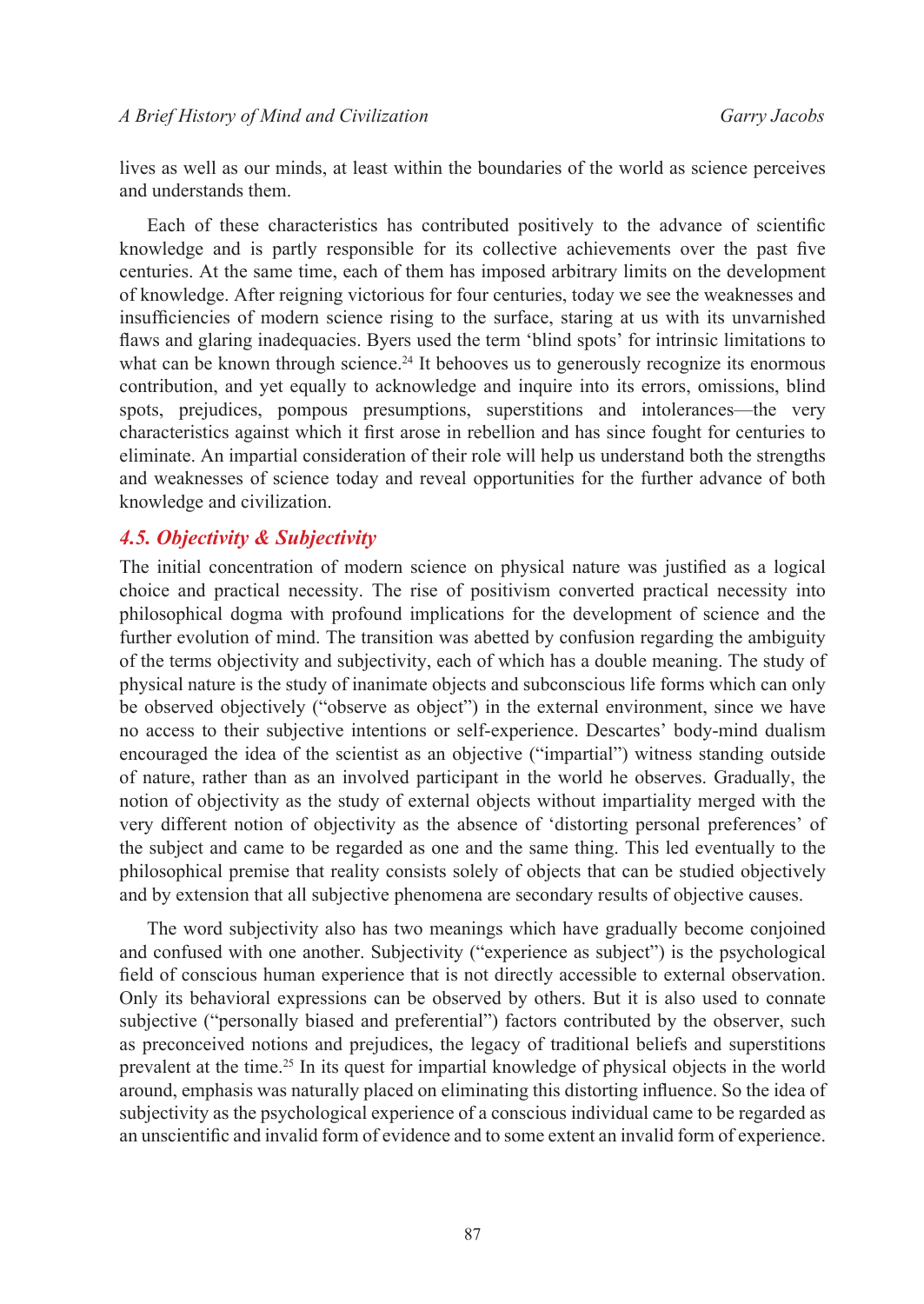lives as well as our minds, at least within the boundaries of the world as science perceives and understands them.

Each of these characteristics has contributed positively to the advance of scientific knowledge and is partly responsible for its collective achievements over the past five centuries. At the same time, each of them has imposed arbitrary limits on the development of knowledge. After reigning victorious for four centuries, today we see the weaknesses and insufficiencies of modern science rising to the surface, staring at us with its unvarnished flaws and glaring inadequacies. Byers used the term 'blind spots' for intrinsic limitations to what can be known through science.[24] It behooves us to generously recognize its enormous contribution, and yet equally to acknowledge and inquire into its errors, omissions, blind spots, prejudices, pompous presumptions, superstitions and intolerances—the very characteristics against which it first arose in rebellion and has since fought for centuries to eliminate. An impartial consideration of their role will help us understand both the strengths and weaknesses of science today and reveal opportunities for the further advance of both knowledge and civilization.

### *4.5. Objectivity & Subjectivity*

The initial concentration of modern science on physical nature was justified as a logical choice and practical necessity. The rise of positivism converted practical necessity into philosophical dogma with profound implications for the development of science and the further evolution of mind. The transition was abetted by confusion regarding the ambiguity of the terms objectivity and subjectivity, each of which has a double meaning. The study of physical nature is the study of inanimate objects and subconscious life forms which can only be observed objectively ("observe as object") in the external environment, since we have no access to their subjective intentions or self-experience. Descartes' body-mind dualism encouraged the idea of the scientist as an objective ("impartial") witness standing outside of nature, rather than as an involved participant in the world he observes. Gradually, the notion of objectivity as the study of external objects without impartiality merged with the very different notion of objectivity as the absence of 'distorting personal preferences' of the subject and came to be regarded as one and the same thing. This led eventually to the philosophical premise that reality consists solely of objects that can be studied objectively and by extension that all subjective phenomena are secondary results of objective causes.

The word subjectivity also has two meanings which have gradually become conjoined and confused with one another. Subjectivity ("experience as subject") is the psychological field of conscious human experience that is not directly accessible to external observation. Only its behavioral expressions can be observed by others. But it is also used to connate subjective ("personally biased and preferential") factors contributed by the observer, such as preconceived notions and prejudices, the legacy of traditional beliefs and superstitions prevalent at the time.[25] In its quest for impartial knowledge of physical objects in the world around, emphasis was naturally placed on eliminating this distorting influence. So the idea of subjectivity as the psychological experience of a conscious individual came to be regarded as an unscientific and invalid form of evidence and to some extent an invalid form of experience.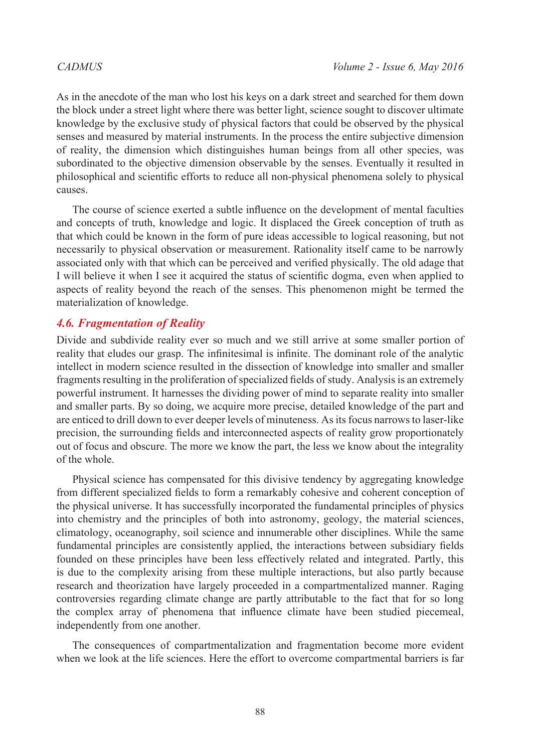As in the anecdote of the man who lost his keys on a dark street and searched for them down the block under a street light where there was better light, science sought to discover ultimate knowledge by the exclusive study of physical factors that could be observed by the physical senses and measured by material instruments. In the process the entire subjective dimension of reality, the dimension which distinguishes human beings from all other species, was subordinated to the objective dimension observable by the senses. Eventually it resulted in philosophical and scientific efforts to reduce all non-physical phenomena solely to physical causes.

The course of science exerted a subtle influence on the development of mental faculties and concepts of truth, knowledge and logic. It displaced the Greek conception of truth as that which could be known in the form of pure ideas accessible to logical reasoning, but not necessarily to physical observation or measurement. Rationality itself came to be narrowly associated only with that which can be perceived and verified physically. The old adage that I will believe it when I see it acquired the status of scientific dogma, even when applied to aspects of reality beyond the reach of the senses. This phenomenon might be termed the materialization of knowledge.

### *4.6. Fragmentation of Reality*

Divide and subdivide reality ever so much and we still arrive at some smaller portion of reality that eludes our grasp. The infinitesimal is infinite. The dominant role of the analytic intellect in modern science resulted in the dissection of knowledge into smaller and smaller fragments resulting in the proliferation of specialized fields of study. Analysis is an extremely powerful instrument. It harnesses the dividing power of mind to separate reality into smaller and smaller parts. By so doing, we acquire more precise, detailed knowledge of the part and are enticed to drill down to ever deeper levels of minuteness. As its focus narrows to laser-like precision, the surrounding fields and interconnected aspects of reality grow proportionately out of focus and obscure. The more we know the part, the less we know about the integrality of the whole.

Physical science has compensated for this divisive tendency by aggregating knowledge from different specialized fields to form a remarkably cohesive and coherent conception of the physical universe. It has successfully incorporated the fundamental principles of physics into chemistry and the principles of both into astronomy, geology, the material sciences, climatology, oceanography, soil science and innumerable other disciplines. While the same fundamental principles are consistently applied, the interactions between subsidiary fields founded on these principles have been less effectively related and integrated. Partly, this is due to the complexity arising from these multiple interactions, but also partly because research and theorization have largely proceeded in a compartmentalized manner. Raging controversies regarding climate change are partly attributable to the fact that for so long the complex array of phenomena that influence climate have been studied piecemeal, independently from one another.

The consequences of compartmentalization and fragmentation become more evident when we look at the life sciences. Here the effort to overcome compartmental barriers is far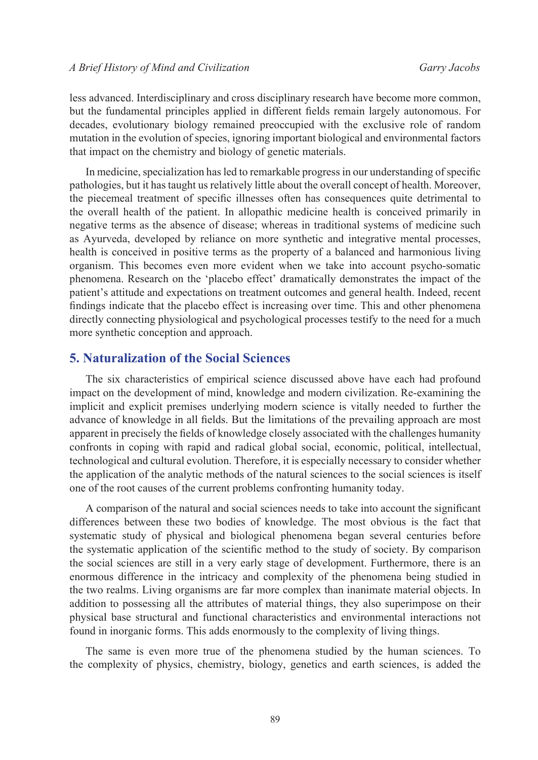less advanced. Interdisciplinary and cross disciplinary research have become more common, but the fundamental principles applied in different fields remain largely autonomous. For decades, evolutionary biology remained preoccupied with the exclusive role of random mutation in the evolution of species, ignoring important biological and environmental factors that impact on the chemistry and biology of genetic materials.

In medicine, specialization has led to remarkable progress in our understanding of specific pathologies, but it has taught us relatively little about the overall concept of health. Moreover, the piecemeal treatment of specific illnesses often has consequences quite detrimental to the overall health of the patient. In allopathic medicine health is conceived primarily in negative terms as the absence of disease; whereas in traditional systems of medicine such as Ayurveda, developed by reliance on more synthetic and integrative mental processes, health is conceived in positive terms as the property of a balanced and harmonious living organism. This becomes even more evident when we take into account psycho-somatic phenomena. Research on the 'placebo effect' dramatically demonstrates the impact of the patient's attitude and expectations on treatment outcomes and general health. Indeed, recent findings indicate that the placebo effect is increasing over time. This and other phenomena directly connecting physiological and psychological processes testify to the need for a much more synthetic conception and approach.

## 5. Naturalization of the Social Sciences

The six characteristics of empirical science discussed above have each had profound impact on the development of mind, knowledge and modern civilization. Re-examining the implicit and explicit premises underlying modern science is vitally needed to further the advance of knowledge in all fields. But the limitations of the prevailing approach are most apparent in precisely the fields of knowledge closely associated with the challenges humanity confronts in coping with rapid and radical global social, economic, political, intellectual, technological and cultural evolution. Therefore, it is especially necessary to consider whether the application of the analytic methods of the natural sciences to the social sciences is itself one of the root causes of the current problems confronting humanity today.

A comparison of the natural and social sciences needs to take into account the significant differences between these two bodies of knowledge. The most obvious is the fact that systematic study of physical and biological phenomena began several centuries before the systematic application of the scientific method to the study of society. By comparison the social sciences are still in a very early stage of development. Furthermore, there is an enormous difference in the intricacy and complexity of the phenomena being studied in the two realms. Living organisms are far more complex than inanimate material objects. In addition to possessing all the attributes of material things, they also superimpose on their physical base structural and functional characteristics and environmental interactions not found in inorganic forms. This adds enormously to the complexity of living things.

The same is even more true of the phenomena studied by the human sciences. To the complexity of physics, chemistry, biology, genetics and earth sciences, is added the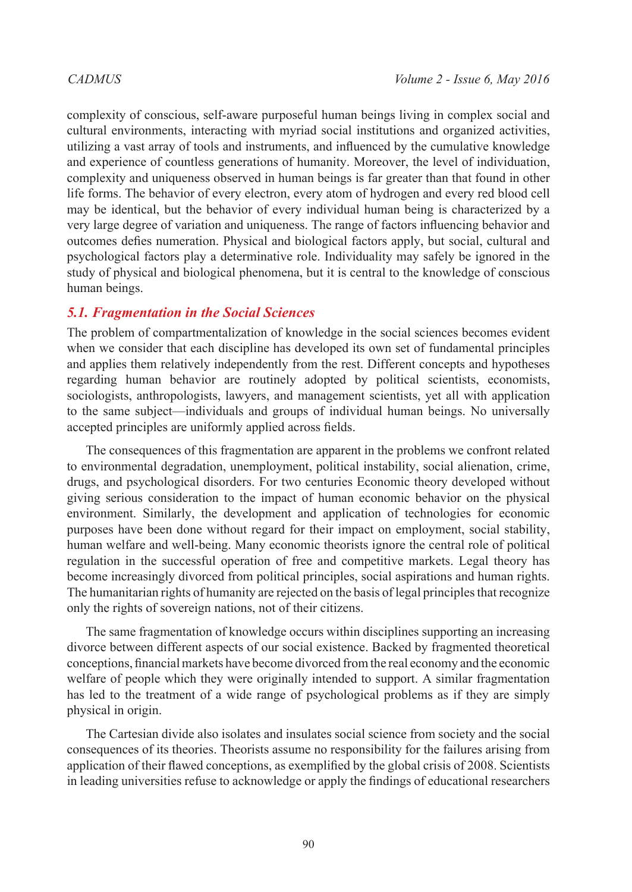complexity of conscious, self-aware purposeful human beings living in complex social and cultural environments, interacting with myriad social institutions and organized activities, utilizing a vast array of tools and instruments, and influenced by the cumulative knowledge and experience of countless generations of humanity. Moreover, the level of individuation, complexity and uniqueness observed in human beings is far greater than that found in other life forms. The behavior of every electron, every atom of hydrogen and every red blood cell may be identical, but the behavior of every individual human being is characterized by a very large degree of variation and uniqueness. The range of factors influencing behavior and outcomes defies numeration. Physical and biological factors apply, but social, cultural and psychological factors play a determinative role. Individuality may safely be ignored in the study of physical and biological phenomena, but it is central to the knowledge of conscious human beings.

### *5.1. Fragmentation in the Social Sciences*

The problem of compartmentalization of knowledge in the social sciences becomes evident when we consider that each discipline has developed its own set of fundamental principles and applies them relatively independently from the rest. Different concepts and hypotheses regarding human behavior are routinely adopted by political scientists, economists, sociologists, anthropologists, lawyers, and management scientists, yet all with application to the same subject—individuals and groups of individual human beings. No universally accepted principles are uniformly applied across fields.

The consequences of this fragmentation are apparent in the problems we confront related to environmental degradation, unemployment, political instability, social alienation, crime, drugs, and psychological disorders. For two centuries Economic theory developed without giving serious consideration to the impact of human economic behavior on the physical environment. Similarly, the development and application of technologies for economic purposes have been done without regard for their impact on employment, social stability, human welfare and well-being. Many economic theorists ignore the central role of political regulation in the successful operation of free and competitive markets. Legal theory has become increasingly divorced from political principles, social aspirations and human rights. The humanitarian rights of humanity are rejected on the basis of legal principles that recognize only the rights of sovereign nations, not of their citizens.

The same fragmentation of knowledge occurs within disciplines supporting an increasing divorce between different aspects of our social existence. Backed by fragmented theoretical conceptions, financial markets have become divorced from the real economy and the economic welfare of people which they were originally intended to support. A similar fragmentation has led to the treatment of a wide range of psychological problems as if they are simply physical in origin.

The Cartesian divide also isolates and insulates social science from society and the social consequences of its theories. Theorists assume no responsibility for the failures arising from application of their flawed conceptions, as exemplified by the global crisis of 2008. Scientists in leading universities refuse to acknowledge or apply the findings of educational researchers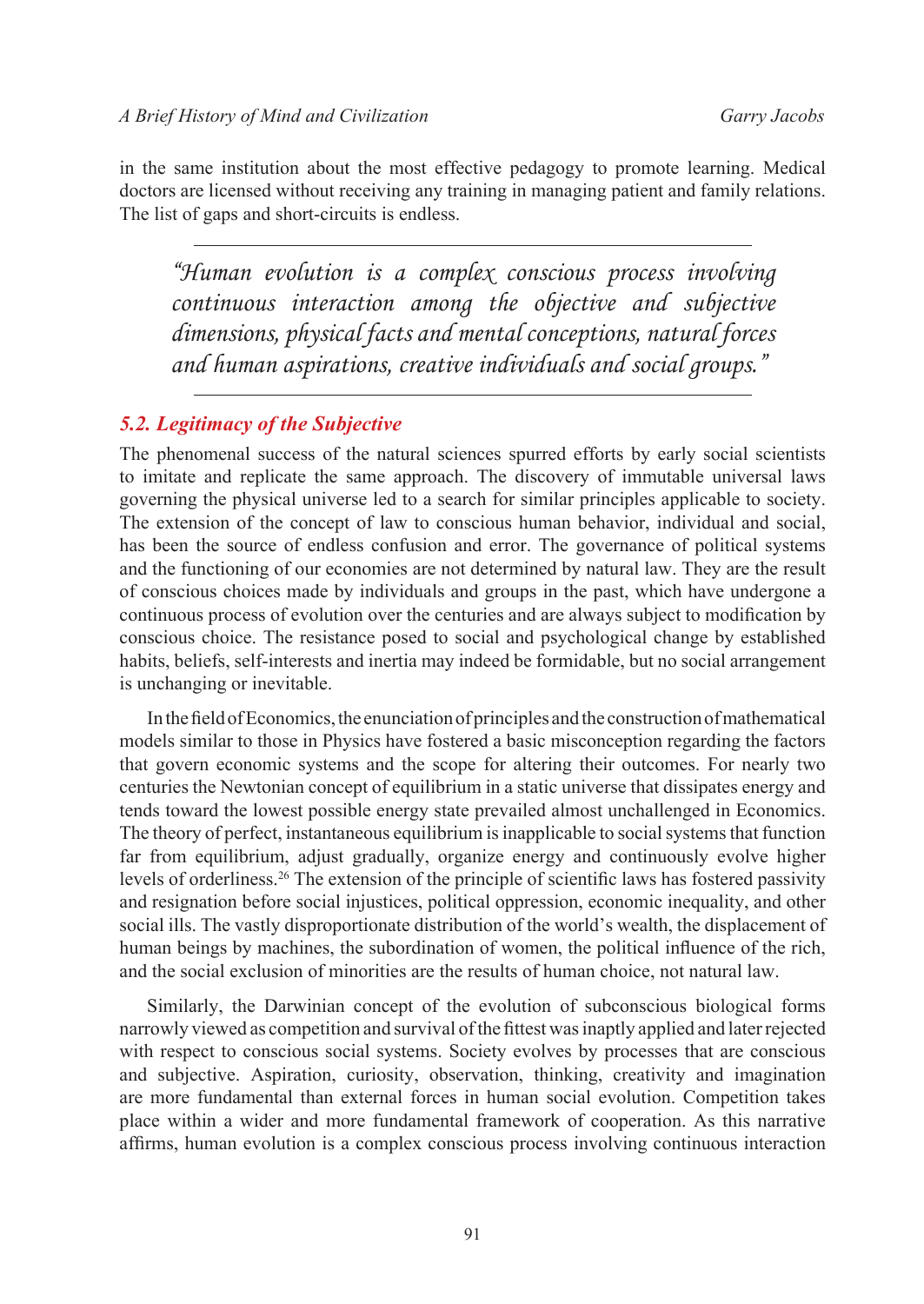in the same institution about the most effective pedagogy to promote learning. Medical doctors are licensed without receiving any training in managing patient and family relations. The list of gaps and short-circuits is endless.

> *"Human evolution is a complex conscious process involving continuous interaction among the objective and subjective dimensions, physical facts and mental conceptions, natural forces and human aspirations, creative individuals and social groups."*

### 5.2. Legitimacy of the Subjective

The phenomenal success of the natural sciences spurred efforts by early social scientists to imitate and replicate the same approach. The discovery of immutable universal laws governing the physical universe led to a search for similar principles applicable to society. The extension of the concept of law to conscious human behavior, individual and social, has been the source of endless confusion and error. The governance of political systems and the functioning of our economies are not determined by natural law. They are the result of conscious choices made by individuals and groups in the past, which have undergone a continuous process of evolution over the centuries and are always subject to modification by conscious choice. The resistance posed to social and psychological change by established habits, beliefs, self-interests and inertia may indeed be formidable, but no social arrangement is unchanging or inevitable.

In the field of Economics, the enunciation of principles and the construction of mathematical models similar to those in Physics have fostered a basic misconception regarding the factors that govern economic systems and the scope for altering their outcomes. For nearly two centuries the Newtonian concept of equilibrium in a static universe that dissipates energy and tends toward the lowest possible energy state prevailed almost unchallenged in Economics. The theory of perfect, instantaneous equilibrium is inapplicable to social systems that function far from equilibrium, adjust gradually, organize energy and continuously evolve higher levels of orderliness.[26] The extension of the principle of scientific laws has fostered passivity and resignation before social injustices, political oppression, economic inequality, and other social ills. The vastly disproportionate distribution of the world's wealth, the displacement of human beings by machines, the subordination of women, the political influence of the rich, and the social exclusion of minorities are the results of human choice, not natural law.

Similarly, the Darwinian concept of the evolution of subconscious biological forms narrowly viewed as competition and survival of the fittest was inaptly applied and later rejected with respect to conscious social systems. Society evolves by processes that are conscious and subjective. Aspiration, curiosity, observation, thinking, creativity and imagination are more fundamental than external forces in human social evolution. Competition takes place within a wider and more fundamental framework of cooperation. As this narrative affirms, human evolution is a complex conscious process involving continuous interaction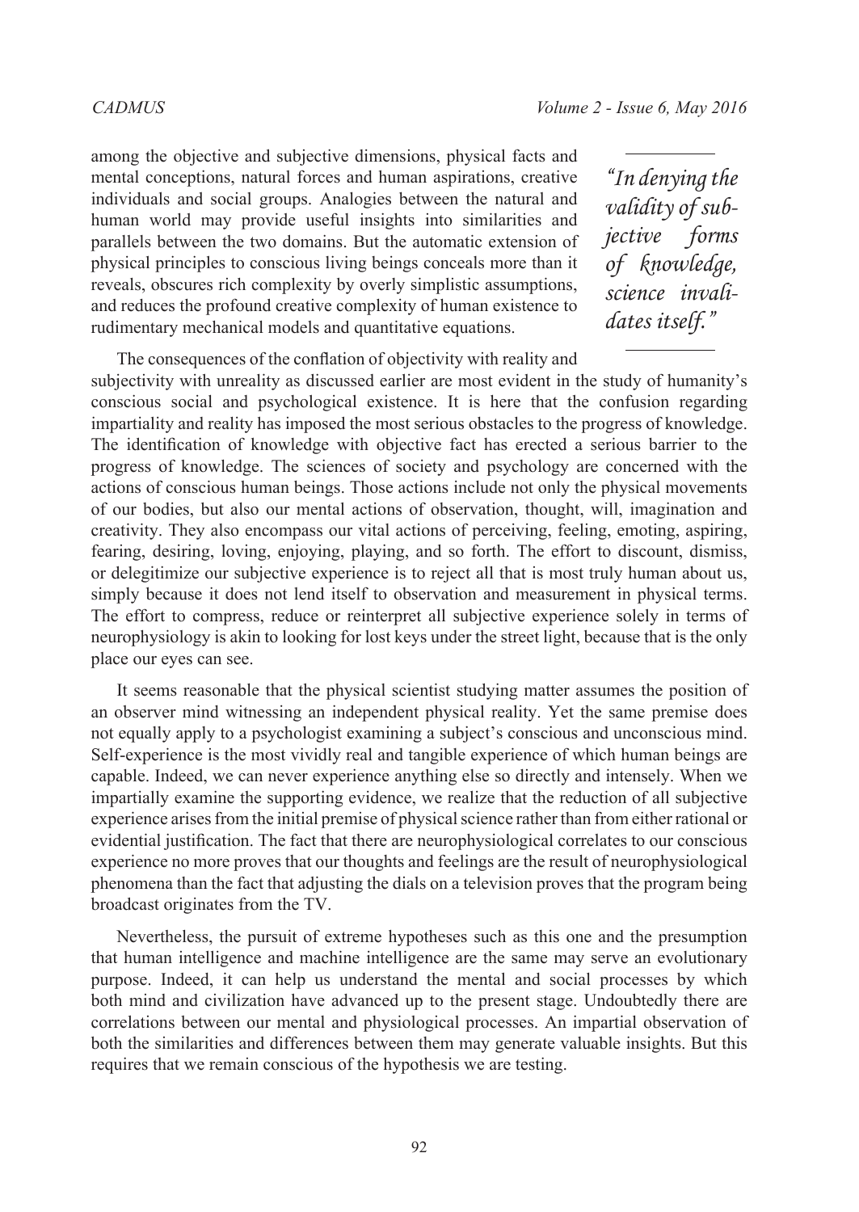among the objective and subjective dimensions, physical facts and mental conceptions, natural forces and human aspirations, creative individuals and social groups. Analogies between the natural and human world may provide useful insights into similarities and parallels between the two domains. But the automatic extension of physical principles to conscious living beings conceals more than it reveals, obscures rich complexity by overly simplistic assumptions, and reduces the profound creative complexity of human existence to rudimentary mechanical models and quantitative equations.

> *"In denying the validity of subjective forms of knowledge, science invalidates itself."*

The consequences of the conflation of objectivity with reality and subjectivity with unreality as discussed earlier are most evident in the study of humanity's conscious social and psychological existence. It is here that the confusion regarding impartiality and reality has imposed the most serious obstacles to the progress of knowledge. The identification of knowledge with objective fact has erected a serious barrier to the progress of knowledge. The sciences of society and psychology are concerned with the actions of conscious human beings. Those actions include not only the physical movements of our bodies, but also our mental actions of observation, thought, will, imagination and creativity. They also encompass our vital actions of perceiving, feeling, emoting, aspiring, fearing, desiring, loving, enjoying, playing, and so forth. The effort to discount, dismiss, or delegitimize our subjective experience is to reject all that is most truly human about us, simply because it does not lend itself to observation and measurement in physical terms. The effort to compress, reduce or reinterpret all subjective experience solely in terms of neurophysiology is akin to looking for lost keys under the street light, because that is the only place our eyes can see.

It seems reasonable that the physical scientist studying matter assumes the position of an observer mind witnessing an independent physical reality. Yet the same premise does not equally apply to a psychologist examining a subject's conscious and unconscious mind. Self-experience is the most vividly real and tangible experience of which human beings are capable. Indeed, we can never experience anything else so directly and intensely. When we impartially examine the supporting evidence, we realize that the reduction of all subjective experience arises from the initial premise of physical science rather than from either rational or evidential justification. The fact that there are neurophysiological correlates to our conscious experience no more proves that our thoughts and feelings are the result of neurophysiological phenomena than the fact that adjusting the dials on a television proves that the program being broadcast originates from the TV.

Nevertheless, the pursuit of extreme hypotheses such as this one and the presumption that human intelligence and machine intelligence are the same may serve an evolutionary purpose. Indeed, it can help us understand the mental and social processes by which both mind and civilization have advanced up to the present stage. Undoubtedly there are correlations between our mental and physiological processes. An impartial observation of both the similarities and differences between them may generate valuable insights. But this requires that we remain conscious of the hypothesis we are testing.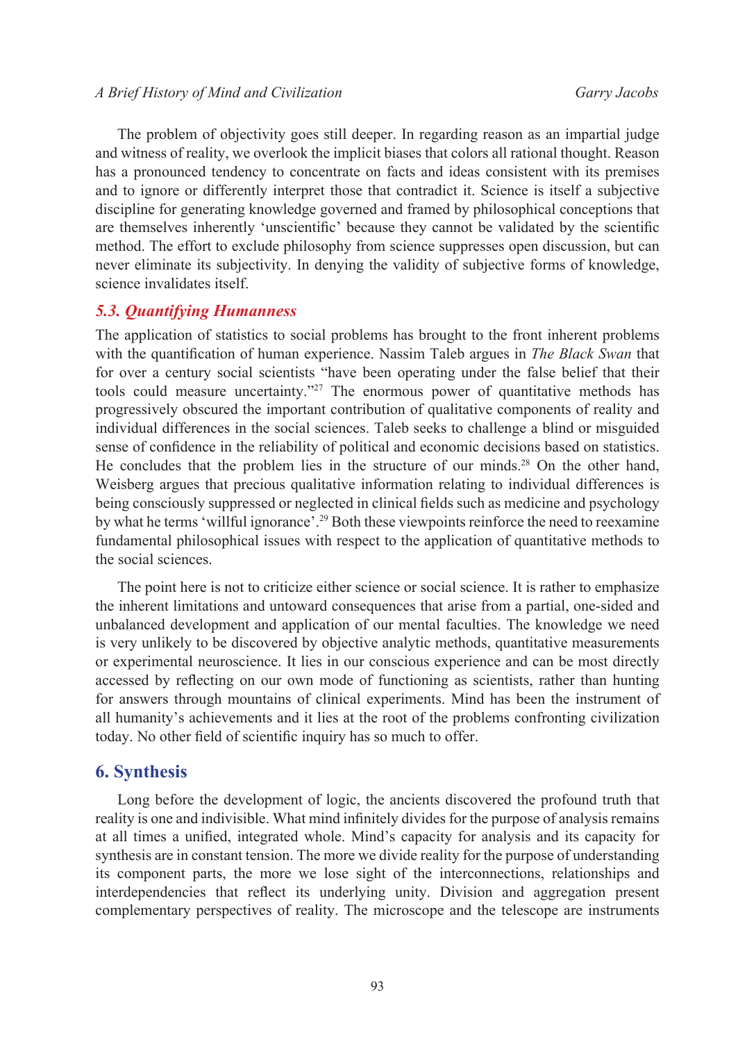The problem of objectivity goes still deeper. In regarding reason as an impartial judge and witness of reality, we overlook the implicit biases that colors all rational thought. Reason has a pronounced tendency to concentrate on facts and ideas consistent with its premises and to ignore or differently interpret those that contradict it. Science is itself a subjective discipline for generating knowledge governed and framed by philosophical conceptions that are themselves inherently 'unscientific' because they cannot be validated by the scientific method. The effort to exclude philosophy from science suppresses open discussion, but can never eliminate its subjectivity. In denying the validity of subjective forms of knowledge, science invalidates itself.

### *5.3. Quantifying Humanness*

The application of statistics to social problems has brought to the front inherent problems with the quantification of human experience. Nassim Taleb argues in *The Black Swan* that for over a century social scientists "have been operating under the false belief that their tools could measure uncertainty."[27] The enormous power of quantitative methods has progressively obscured the important contribution of qualitative components of reality and individual differences in the social sciences. Taleb seeks to challenge a blind or misguided sense of confidence in the reliability of political and economic decisions based on statistics. He concludes that the problem lies in the structure of our minds.[28] On the other hand, Weisberg argues that precious qualitative information relating to individual differences is being consciously suppressed or neglected in clinical fields such as medicine and psychology by what he terms 'willful ignorance'.[29] Both these viewpoints reinforce the need to reexamine fundamental philosophical issues with respect to the application of quantitative methods to the social sciences.

The point here is not to criticize either science or social science. It is rather to emphasize the inherent limitations and untoward consequences that arise from a partial, one-sided and unbalanced development and application of our mental faculties. The knowledge we need is very unlikely to be discovered by objective analytic methods, quantitative measurements or experimental neuroscience. It lies in our conscious experience and can be most directly accessed by reflecting on our own mode of functioning as scientists, rather than hunting for answers through mountains of clinical experiments. Mind has been the instrument of all humanity's achievements and it lies at the root of the problems confronting civilization today. No other field of scientific inquiry has so much to offer.

## 6. Synthesis

Long before the development of logic, the ancients discovered the profound truth that reality is one and indivisible. What mind infinitely divides for the purpose of analysis remains at all times a unified, integrated whole. Mind's capacity for analysis and its capacity for synthesis are in constant tension. The more we divide reality for the purpose of understanding its component parts, the more we lose sight of the interconnections, relationships and interdependencies that reflect its underlying unity. Division and aggregation present complementary perspectives of reality. The microscope and the telescope are instruments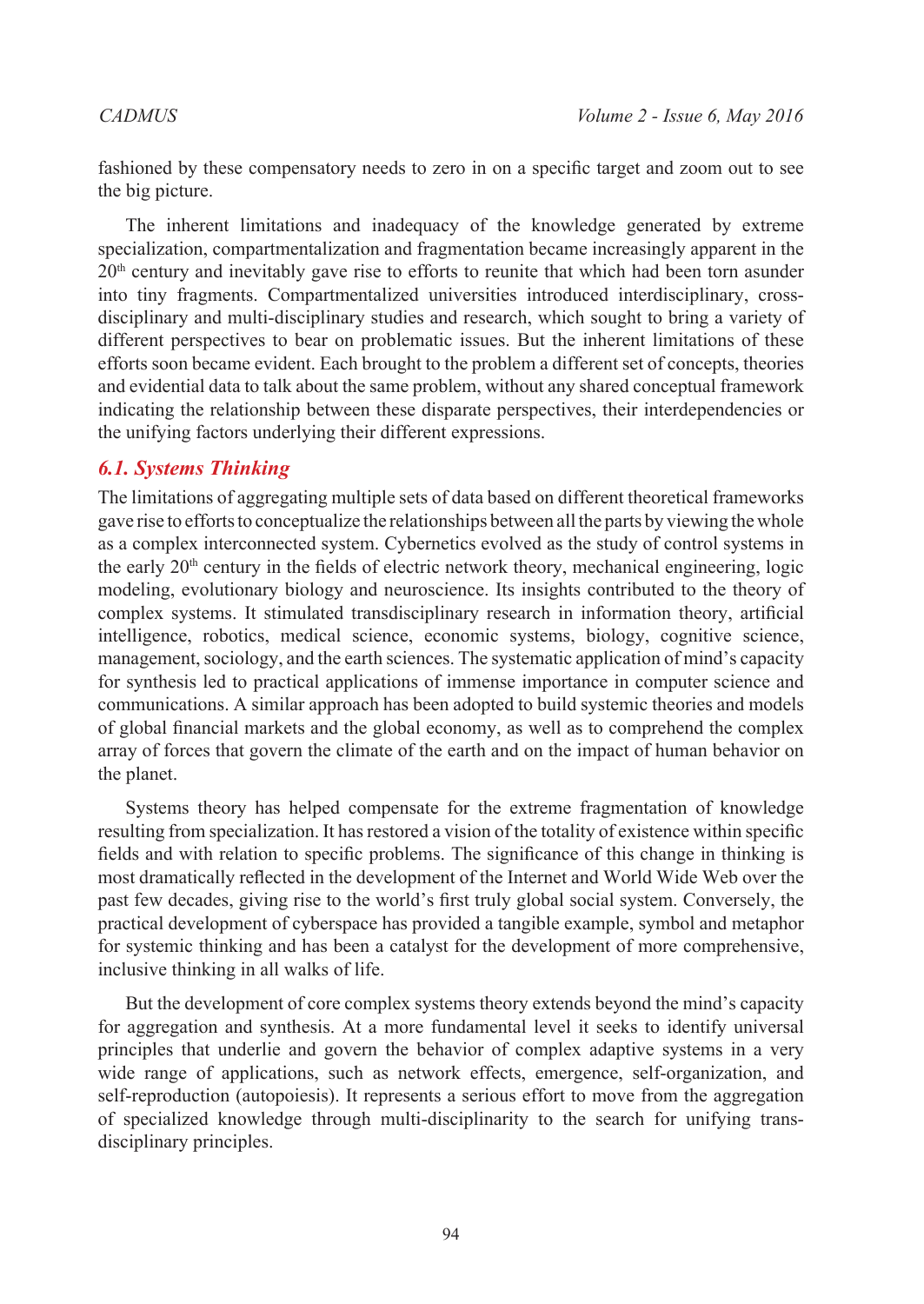fashioned by these compensatory needs to zero in on a specific target and zoom out to see the big picture.

The inherent limitations and inadequacy of the knowledge generated by extreme specialization, compartmentalization and fragmentation became increasingly apparent in the 20th century and inevitably gave rise to efforts to reunite that which had been torn asunder into tiny fragments. Compartmentalized universities introduced interdisciplinary, cross-disciplinary and multi-disciplinary studies and research, which sought to bring a variety of different perspectives to bear on problematic issues. But the inherent limitations of these efforts soon became evident. Each brought to the problem a different set of concepts, theories and evidential data to talk about the same problem, without any shared conceptual framework indicating the relationship between these disparate perspectives, their interdependencies or the unifying factors underlying their different expressions.

### *6.1. Systems Thinking*

The limitations of aggregating multiple sets of data based on different theoretical frameworks gave rise to efforts to conceptualize the relationships between all the parts by viewing the whole as a complex interconnected system. Cybernetics evolved as the study of control systems in the early 20th century in the fields of electric network theory, mechanical engineering, logic modeling, evolutionary biology and neuroscience. Its insights contributed to the theory of complex systems. It stimulated transdisciplinary research in information theory, artificial intelligence, robotics, medical science, economic systems, biology, cognitive science, management, sociology, and the earth sciences. The systematic application of mind's capacity for synthesis led to practical applications of immense importance in computer science and communications. A similar approach has been adopted to build systemic theories and models of global financial markets and the global economy, as well as to comprehend the complex array of forces that govern the climate of the earth and on the impact of human behavior on the planet.

Systems theory has helped compensate for the extreme fragmentation of knowledge resulting from specialization. It has restored a vision of the totality of existence within specific fields and with relation to specific problems. The significance of this change in thinking is most dramatically reflected in the development of the Internet and World Wide Web over the past few decades, giving rise to the world's first truly global social system. Conversely, the practical development of cyberspace has provided a tangible example, symbol and metaphor for systemic thinking and has been a catalyst for the development of more comprehensive, inclusive thinking in all walks of life.

But the development of core complex systems theory extends beyond the mind's capacity for aggregation and synthesis. At a more fundamental level it seeks to identify universal principles that underlie and govern the behavior of complex adaptive systems in a very wide range of applications, such as network effects, emergence, self-organization, and self-reproduction (autopoiesis). It represents a serious effort to move from the aggregation of specialized knowledge through multi-disciplinarity to the search for unifying trans-disciplinary principles.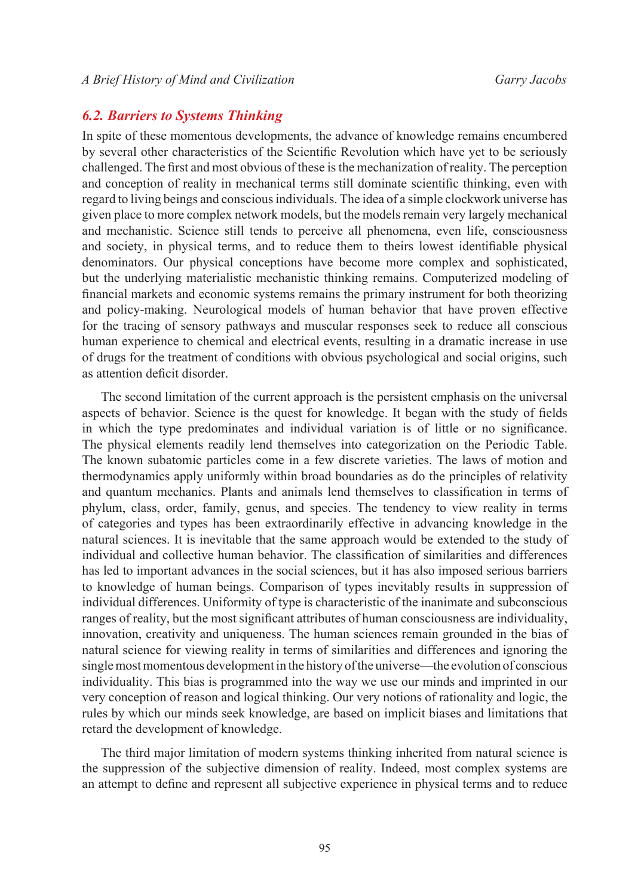## 6.2. Barriers to Systems Thinking

In spite of these momentous developments, the advance of knowledge remains encumbered by several other characteristics of the Scientific Revolution which have yet to be seriously challenged. The first and most obvious of these is the mechanization of reality. The perception and conception of reality in mechanical terms still dominate scientific thinking, even with regard to living beings and conscious individuals. The idea of a simple clockwork universe has given place to more complex network models, but the models remain very largely mechanical and mechanistic. Science still tends to perceive all phenomena, even life, consciousness and society, in physical terms, and to reduce them to theirs lowest identifiable physical denominators. Our physical conceptions have become more complex and sophisticated, but the underlying materialistic mechanistic thinking remains. Computerized modeling of financial markets and economic systems remains the primary instrument for both theorizing and policy-making. Neurological models of human behavior that have proven effective for the tracing of sensory pathways and muscular responses seek to reduce all conscious human experience to chemical and electrical events, resulting in a dramatic increase in use of drugs for the treatment of conditions with obvious psychological and social origins, such as attention deficit disorder.

The second limitation of the current approach is the persistent emphasis on the universal aspects of behavior. Science is the quest for knowledge. It began with the study of fields in which the type predominates and individual variation is of little or no significance. The physical elements readily lend themselves into categorization on the Periodic Table. The known subatomic particles come in a few discrete varieties. The laws of motion and thermodynamics apply uniformly within broad boundaries as do the principles of relativity and quantum mechanics. Plants and animals lend themselves to classification in terms of phylum, class, order, family, genus, and species. The tendency to view reality in terms of categories and types has been extraordinarily effective in advancing knowledge in the natural sciences. It is inevitable that the same approach would be extended to the study of individual and collective human behavior. The classification of similarities and differences has led to important advances in the social sciences, but it has also imposed serious barriers to knowledge of human beings. Comparison of types inevitably results in suppression of individual differences. Uniformity of type is characteristic of the inanimate and subconscious ranges of reality, but the most significant attributes of human consciousness are individuality, innovation, creativity and uniqueness. The human sciences remain grounded in the bias of natural science for viewing reality in terms of similarities and differences and ignoring the single most momentous development in the history of the universe—the evolution of conscious individuality. This bias is programmed into the way we use our minds and imprinted in our very conception of reason and logical thinking. Our very notions of rationality and logic, the rules by which our minds seek knowledge, are based on implicit biases and limitations that retard the development of knowledge.

The third major limitation of modern systems thinking inherited from natural science is the suppression of the subjective dimension of reality. Indeed, most complex systems are an attempt to define and represent all subjective experience in physical terms and to reduce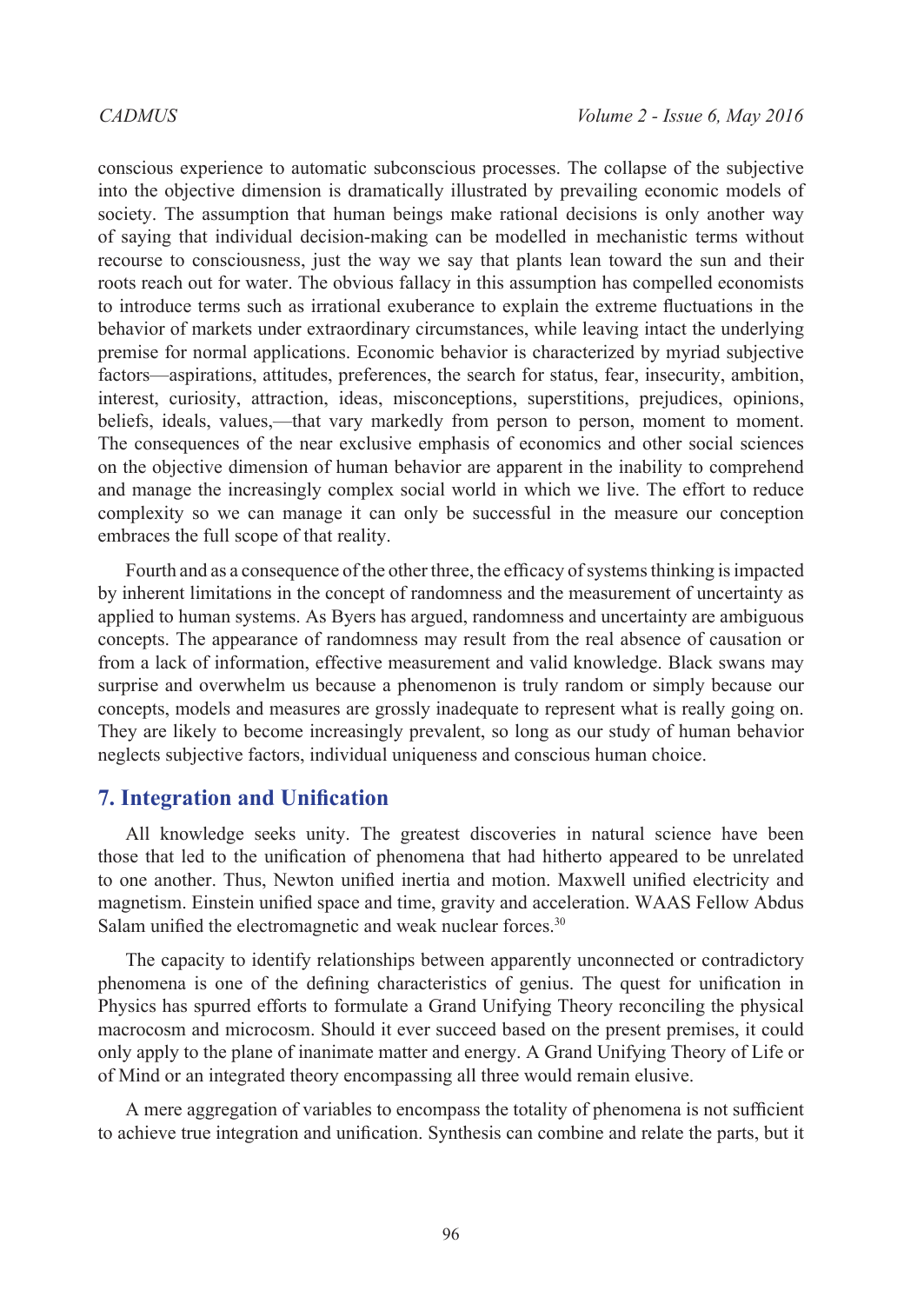conscious experience to automatic subconscious processes. The collapse of the subjective into the objective dimension is dramatically illustrated by prevailing economic models of society. The assumption that human beings make rational decisions is only another way of saying that individual decision-making can be modelled in mechanistic terms without recourse to consciousness, just the way we say that plants lean toward the sun and their roots reach out for water. The obvious fallacy in this assumption has compelled economists to introduce terms such as irrational exuberance to explain the extreme fluctuations in the behavior of markets under extraordinary circumstances, while leaving intact the underlying premise for normal applications. Economic behavior is characterized by myriad subjective factors—aspirations, attitudes, preferences, the search for status, fear, insecurity, ambition, interest, curiosity, attraction, ideas, misconceptions, superstitions, prejudices, opinions, beliefs, ideals, values,—that vary markedly from person to person, moment to moment. The consequences of the near exclusive emphasis of economics and other social sciences on the objective dimension of human behavior are apparent in the inability to comprehend and manage the increasingly complex social world in which we live. The effort to reduce complexity so we can manage it can only be successful in the measure our conception embraces the full scope of that reality.

Fourth and as a consequence of the other three, the efficacy of systems thinking is impacted by inherent limitations in the concept of randomness and the measurement of uncertainty as applied to human systems. As Byers has argued, randomness and uncertainty are ambiguous concepts. The appearance of randomness may result from the real absence of causation or from a lack of information, effective measurement and valid knowledge. Black swans may surprise and overwhelm us because a phenomenon is truly random or simply because our concepts, models and measures are grossly inadequate to represent what is really going on. They are likely to become increasingly prevalent, so long as our study of human behavior neglects subjective factors, individual uniqueness and conscious human choice.

## 7. Integration and Unification

All knowledge seeks unity. The greatest discoveries in natural science have been those that led to the unification of phenomena that had hitherto appeared to be unrelated to one another. Thus, Newton unified inertia and motion. Maxwell unified electricity and magnetism. Einstein unified space and time, gravity and acceleration. WAAS Fellow Abdus Salam unified the electromagnetic and weak nuclear forces.[30]

The capacity to identify relationships between apparently unconnected or contradictory phenomena is one of the defining characteristics of genius. The quest for unification in Physics has spurred efforts to formulate a Grand Unifying Theory reconciling the physical macrocosm and microcosm. Should it ever succeed based on the present premises, it could only apply to the plane of inanimate matter and energy. A Grand Unifying Theory of Life or of Mind or an integrated theory encompassing all three would remain elusive.

A mere aggregation of variables to encompass the totality of phenomena is not sufficient to achieve true integration and unification. Synthesis can combine and relate the parts, but it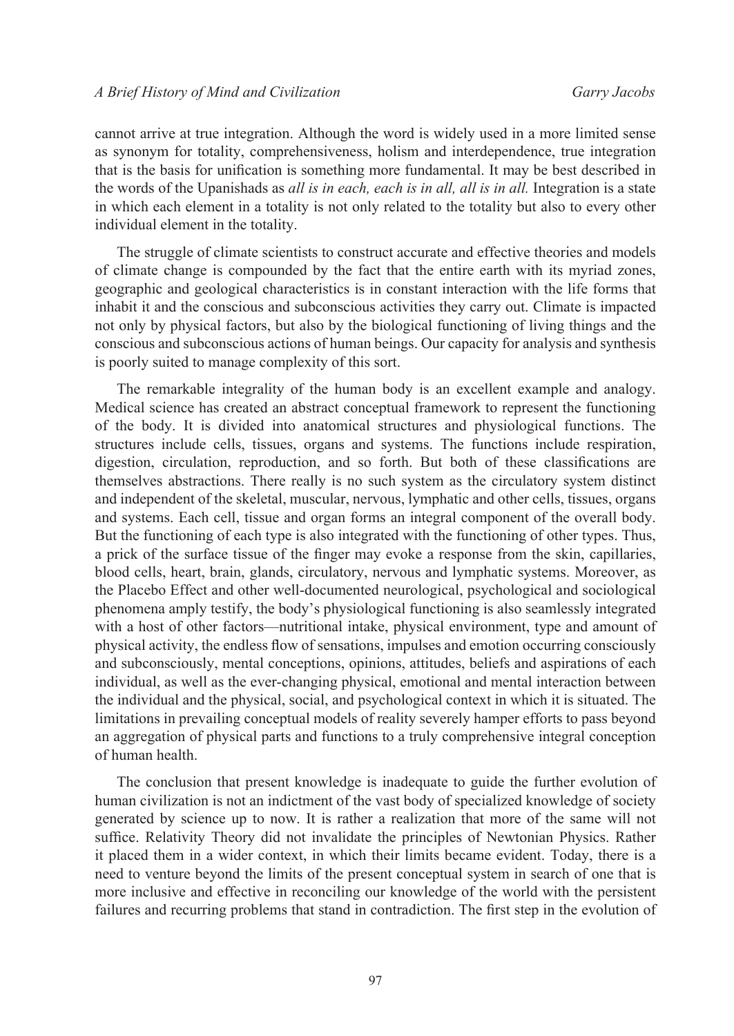cannot arrive at true integration. Although the word is widely used in a more limited sense as synonym for totality, comprehensiveness, holism and interdependence, true integration that is the basis for unification is something more fundamental. It may be best described in the words of the Upanishads as *all is in each, each is in all, all is in all.* Integration is a state in which each element in a totality is not only related to the totality but also to every other individual element in the totality.

The struggle of climate scientists to construct accurate and effective theories and models of climate change is compounded by the fact that the entire earth with its myriad zones, geographic and geological characteristics is in constant interaction with the life forms that inhabit it and the conscious and subconscious activities they carry out. Climate is impacted not only by physical factors, but also by the biological functioning of living things and the conscious and subconscious actions of human beings. Our capacity for analysis and synthesis is poorly suited to manage complexity of this sort.

The remarkable integrality of the human body is an excellent example and analogy. Medical science has created an abstract conceptual framework to represent the functioning of the body. It is divided into anatomical structures and physiological functions. The structures include cells, tissues, organs and systems. The functions include respiration, digestion, circulation, reproduction, and so forth. But both of these classifications are themselves abstractions. There really is no such system as the circulatory system distinct and independent of the skeletal, muscular, nervous, lymphatic and other cells, tissues, organs and systems. Each cell, tissue and organ forms an integral component of the overall body. But the functioning of each type is also integrated with the functioning of other types. Thus, a prick of the surface tissue of the finger may evoke a response from the skin, capillaries, blood cells, heart, brain, glands, circulatory, nervous and lymphatic systems. Moreover, as the Placebo Effect and other well-documented neurological, psychological and sociological phenomena amply testify, the body's physiological functioning is also seamlessly integrated with a host of other factors—nutritional intake, physical environment, type and amount of physical activity, the endless flow of sensations, impulses and emotion occurring consciously and subconsciously, mental conceptions, opinions, attitudes, beliefs and aspirations of each individual, as well as the ever-changing physical, emotional and mental interaction between the individual and the physical, social, and psychological context in which it is situated. The limitations in prevailing conceptual models of reality severely hamper efforts to pass beyond an aggregation of physical parts and functions to a truly comprehensive integral conception of human health.

The conclusion that present knowledge is inadequate to guide the further evolution of human civilization is not an indictment of the vast body of specialized knowledge of society generated by science up to now. It is rather a realization that more of the same will not suffice. Relativity Theory did not invalidate the principles of Newtonian Physics. Rather it placed them in a wider context, in which their limits became evident. Today, there is a need to venture beyond the limits of the present conceptual system in search of one that is more inclusive and effective in reconciling our knowledge of the world with the persistent failures and recurring problems that stand in contradiction. The first step in the evolution of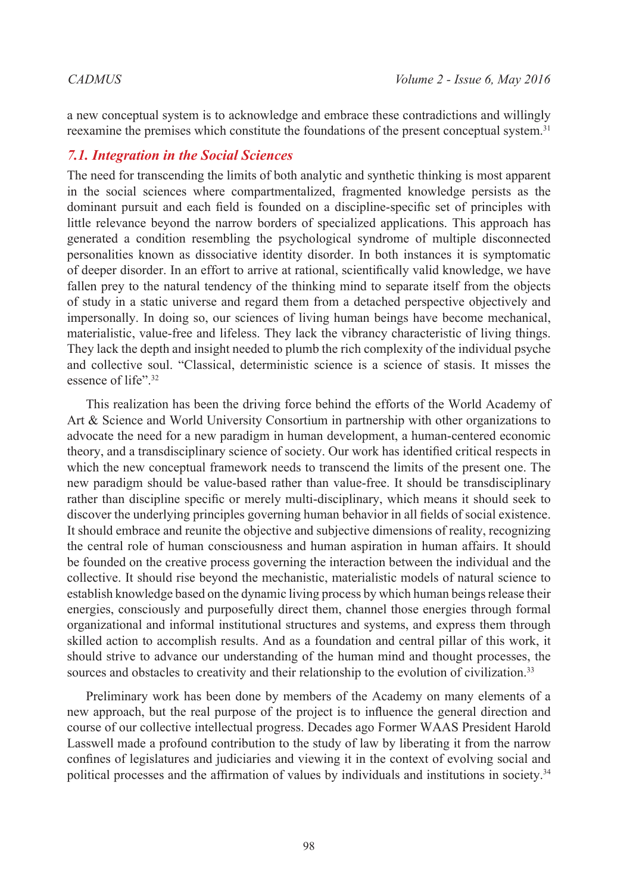a new conceptual system is to acknowledge and embrace these contradictions and willingly reexamine the premises which constitute the foundations of the present conceptual system.[31]

### *7.1. Integration in the Social Sciences*

The need for transcending the limits of both analytic and synthetic thinking is most apparent in the social sciences where compartmentalized, fragmented knowledge persists as the dominant pursuit and each field is founded on a discipline-specific set of principles with little relevance beyond the narrow borders of specialized applications. This approach has generated a condition resembling the psychological syndrome of multiple disconnected personalities known as dissociative identity disorder. In both instances it is symptomatic of deeper disorder. In an effort to arrive at rational, scientifically valid knowledge, we have fallen prey to the natural tendency of the thinking mind to separate itself from the objects of study in a static universe and regard them from a detached perspective objectively and impersonally. In doing so, our sciences of living human beings have become mechanical, materialistic, value-free and lifeless. They lack the vibrancy characteristic of living things. They lack the depth and insight needed to plumb the rich complexity of the individual psyche and collective soul. "Classical, deterministic science is a science of stasis. It misses the essence of life".[32]

This realization has been the driving force behind the efforts of the World Academy of Art & Science and World University Consortium in partnership with other organizations to advocate the need for a new paradigm in human development, a human-centered economic theory, and a transdisciplinary science of society. Our work has identified critical respects in which the new conceptual framework needs to transcend the limits of the present one. The new paradigm should be value-based rather than value-free. It should be transdisciplinary rather than discipline specific or merely multi-disciplinary, which means it should seek to discover the underlying principles governing human behavior in all fields of social existence. It should embrace and reunite the objective and subjective dimensions of reality, recognizing the central role of human consciousness and human aspiration in human affairs. It should be founded on the creative process governing the interaction between the individual and the collective. It should rise beyond the mechanistic, materialistic models of natural science to establish knowledge based on the dynamic living process by which human beings release their energies, consciously and purposefully direct them, channel those energies through formal organizational and informal institutional structures and systems, and express them through skilled action to accomplish results. And as a foundation and central pillar of this work, it should strive to advance our understanding of the human mind and thought processes, the sources and obstacles to creativity and their relationship to the evolution of civilization.[33]

Preliminary work has been done by members of the Academy on many elements of a new approach, but the real purpose of the project is to influence the general direction and course of our collective intellectual progress. Decades ago Former WAAS President Harold Lasswell made a profound contribution to the study of law by liberating it from the narrow confines of legislatures and judiciaries and viewing it in the context of evolving social and political processes and the affirmation of values by individuals and institutions in society.[34]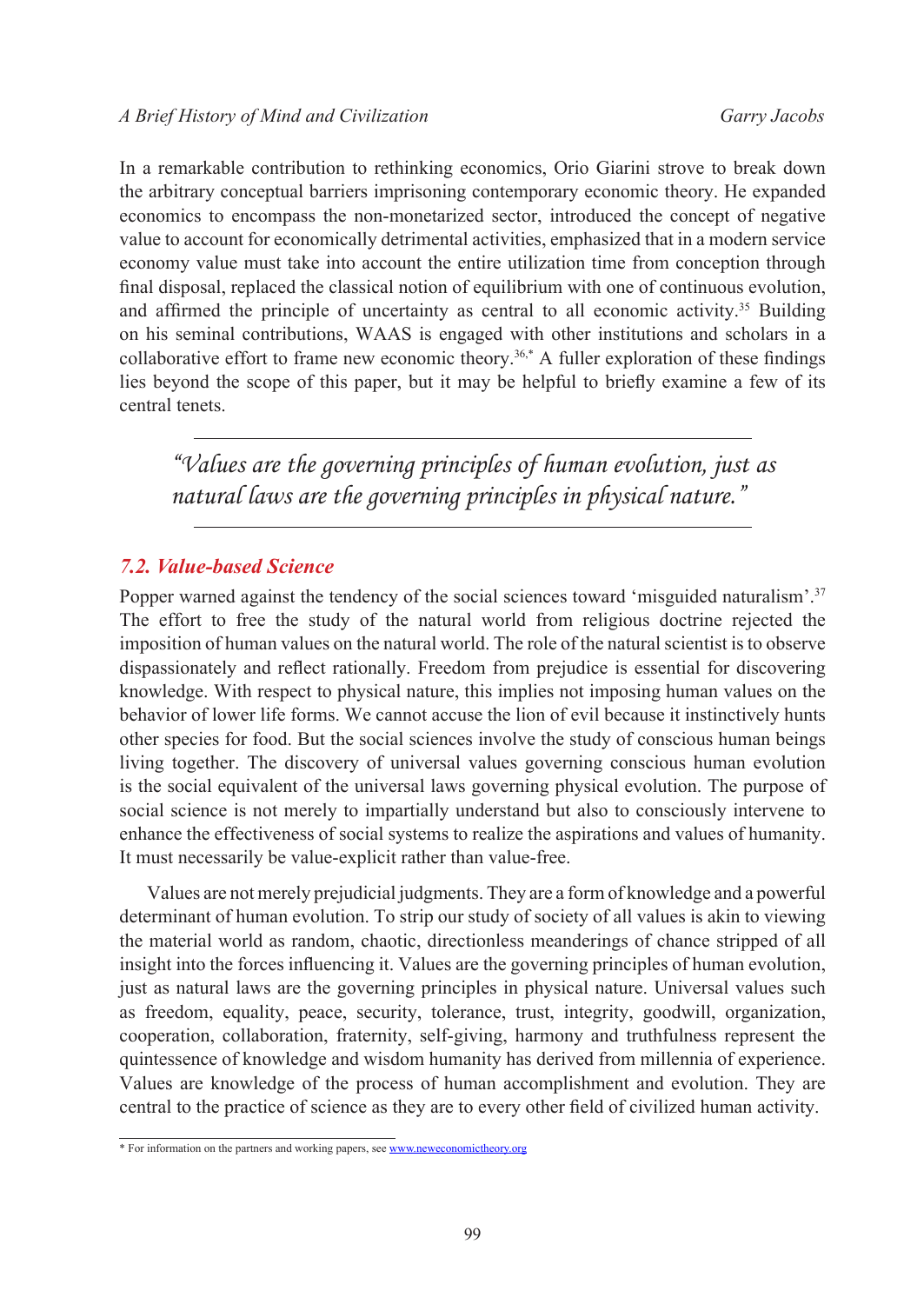In a remarkable contribution to rethinking economics, Orio Giarini strove to break down the arbitrary conceptual barriers imprisoning contemporary economic theory. He expanded economics to encompass the non-monetarized sector, introduced the concept of negative value to account for economically detrimental activities, emphasized that in a modern service economy value must take into account the entire utilization time from conception through final disposal, replaced the classical notion of equilibrium with one of continuous evolution, and affirmed the principle of uncertainty as central to all economic activity.[35] Building on his seminal contributions, WAAS is engaged with other institutions and scholars in a collaborative effort to frame new economic theory.[36,*] A fuller exploration of these findings lies beyond the scope of this paper, but it may be helpful to briefly examine a few of its central tenets.

> *"Values are the governing principles of human evolution, just as natural laws are the governing principles in physical nature."*

## 7.2. Value-based Science

Popper warned against the tendency of the social sciences toward 'misguided naturalism'.[37] The effort to free the study of the natural world from religious doctrine rejected the imposition of human values on the natural world. The role of the natural scientist is to observe dispassionately and reflect rationally. Freedom from prejudice is essential for discovering knowledge. With respect to physical nature, this implies not imposing human values on the behavior of lower life forms. We cannot accuse the lion of evil because it instinctively hunts other species for food. But the social sciences involve the study of conscious human beings living together. The discovery of universal values governing conscious human evolution is the social equivalent of the universal laws governing physical evolution. The purpose of social science is not merely to impartially understand but also to consciously intervene to enhance the effectiveness of social systems to realize the aspirations and values of humanity. It must necessarily be value-explicit rather than value-free.

Values are not merely prejudicial judgments. They are a form of knowledge and a powerful determinant of human evolution. To strip our study of society of all values is akin to viewing the material world as random, chaotic, directionless meanderings of chance stripped of all insight into the forces influencing it. Values are the governing principles of human evolution, just as natural laws are the governing principles in physical nature. Universal values such as freedom, equality, peace, security, tolerance, trust, integrity, goodwill, organization, cooperation, collaboration, fraternity, self-giving, harmony and truthfulness represent the quintessence of knowledge and wisdom humanity has derived from millennia of experience. Values are knowledge of the process of human accomplishment and evolution. They are central to the practice of science as they are to every other field of civilized human activity.

\* For information on the partners and working papers, see www.neweconomictheory.org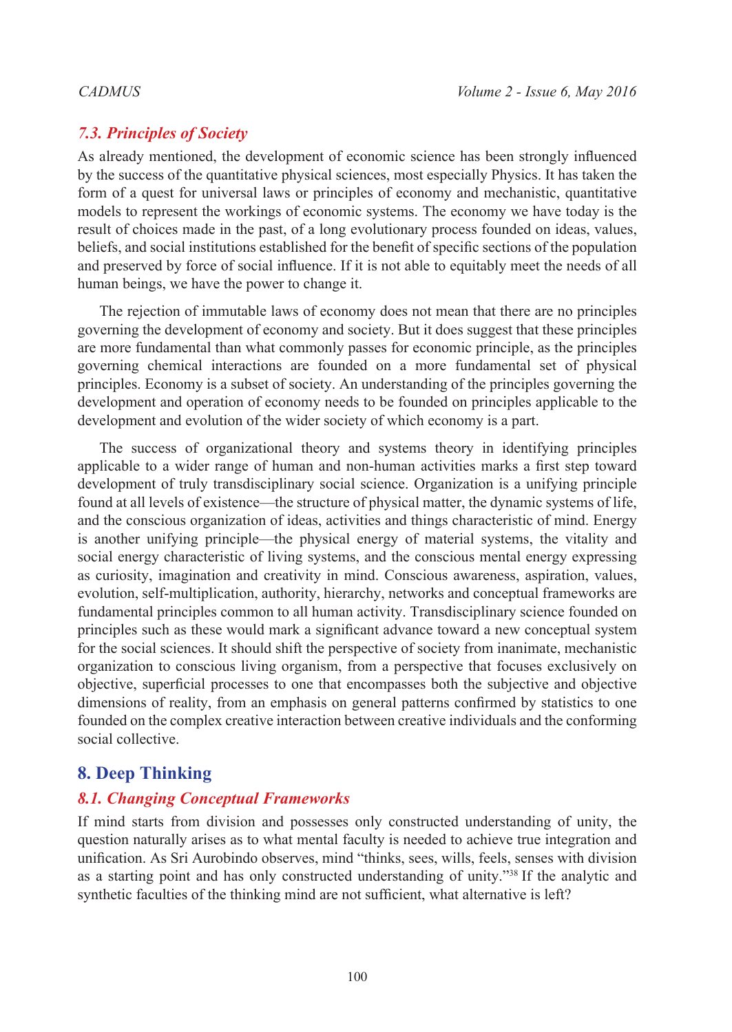### *7.3. Principles of Society*

As already mentioned, the development of economic science has been strongly influenced by the success of the quantitative physical sciences, most especially Physics. It has taken the form of a quest for universal laws or principles of economy and mechanistic, quantitative models to represent the workings of economic systems. The economy we have today is the result of choices made in the past, of a long evolutionary process founded on ideas, values, beliefs, and social institutions established for the benefit of specific sections of the population and preserved by force of social influence. If it is not able to equitably meet the needs of all human beings, we have the power to change it.

The rejection of immutable laws of economy does not mean that there are no principles governing the development of economy and society. But it does suggest that these principles are more fundamental than what commonly passes for economic principle, as the principles governing chemical interactions are founded on a more fundamental set of physical principles. Economy is a subset of society. An understanding of the principles governing the development and operation of economy needs to be founded on principles applicable to the development and evolution of the wider society of which economy is a part.

The success of organizational theory and systems theory in identifying principles applicable to a wider range of human and non-human activities marks a first step toward development of truly transdisciplinary social science. Organization is a unifying principle found at all levels of existence—the structure of physical matter, the dynamic systems of life, and the conscious organization of ideas, activities and things characteristic of mind. Energy is another unifying principle—the physical energy of material systems, the vitality and social energy characteristic of living systems, and the conscious mental energy expressing as curiosity, imagination and creativity in mind. Conscious awareness, aspiration, values, evolution, self-multiplication, authority, hierarchy, networks and conceptual frameworks are fundamental principles common to all human activity. Transdisciplinary science founded on principles such as these would mark a significant advance toward a new conceptual system for the social sciences. It should shift the perspective of society from inanimate, mechanistic organization to conscious living organism, from a perspective that focuses exclusively on objective, superficial processes to one that encompasses both the subjective and objective dimensions of reality, from an emphasis on general patterns confirmed by statistics to one founded on the complex creative interaction between creative individuals and the conforming social collective.

## 8. Deep Thinking

### *8.1. Changing Conceptual Frameworks*

If mind starts from division and possesses only constructed understanding of unity, the question naturally arises as to what mental faculty is needed to achieve true integration and unification. As Sri Aurobindo observes, mind "thinks, sees, wills, feels, senses with division as a starting point and has only constructed understanding of unity."[38] If the analytic and synthetic faculties of the thinking mind are not sufficient, what alternative is left?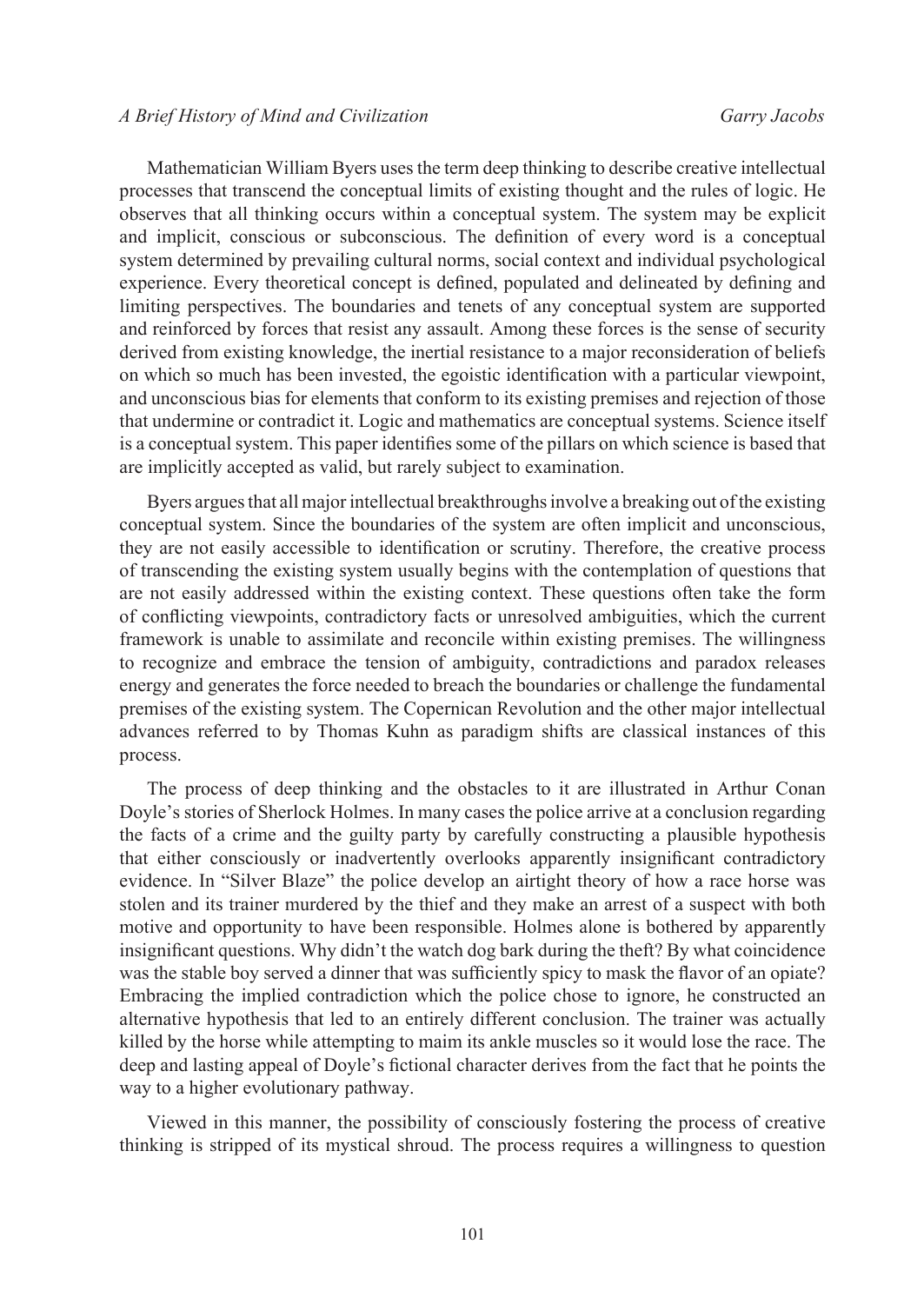Mathematician William Byers uses the term deep thinking to describe creative intellectual processes that transcend the conceptual limits of existing thought and the rules of logic. He observes that all thinking occurs within a conceptual system. The system may be explicit and implicit, conscious or subconscious. The definition of every word is a conceptual system determined by prevailing cultural norms, social context and individual psychological experience. Every theoretical concept is defined, populated and delineated by defining and limiting perspectives. The boundaries and tenets of any conceptual system are supported and reinforced by forces that resist any assault. Among these forces is the sense of security derived from existing knowledge, the inertial resistance to a major reconsideration of beliefs on which so much has been invested, the egoistic identification with a particular viewpoint, and unconscious bias for elements that conform to its existing premises and rejection of those that undermine or contradict it. Logic and mathematics are conceptual systems. Science itself is a conceptual system. This paper identifies some of the pillars on which science is based that are implicitly accepted as valid, but rarely subject to examination.

Byers argues that all major intellectual breakthroughs involve a breaking out of the existing conceptual system. Since the boundaries of the system are often implicit and unconscious, they are not easily accessible to identification or scrutiny. Therefore, the creative process of transcending the existing system usually begins with the contemplation of questions that are not easily addressed within the existing context. These questions often take the form of conflicting viewpoints, contradictory facts or unresolved ambiguities, which the current framework is unable to assimilate and reconcile within existing premises. The willingness to recognize and embrace the tension of ambiguity, contradictions and paradox releases energy and generates the force needed to breach the boundaries or challenge the fundamental premises of the existing system. The Copernican Revolution and the other major intellectual advances referred to by Thomas Kuhn as paradigm shifts are classical instances of this process.

The process of deep thinking and the obstacles to it are illustrated in Arthur Conan Doyle's stories of Sherlock Holmes. In many cases the police arrive at a conclusion regarding the facts of a crime and the guilty party by carefully constructing a plausible hypothesis that either consciously or inadvertently overlooks apparently insignificant contradictory evidence. In "Silver Blaze" the police develop an airtight theory of how a race horse was stolen and its trainer murdered by the thief and they make an arrest of a suspect with both motive and opportunity to have been responsible. Holmes alone is bothered by apparently insignificant questions. Why didn't the watch dog bark during the theft? By what coincidence was the stable boy served a dinner that was sufficiently spicy to mask the flavor of an opiate? Embracing the implied contradiction which the police chose to ignore, he constructed an alternative hypothesis that led to an entirely different conclusion. The trainer was actually killed by the horse while attempting to maim its ankle muscles so it would lose the race. The deep and lasting appeal of Doyle's fictional character derives from the fact that he points the way to a higher evolutionary pathway.

Viewed in this manner, the possibility of consciously fostering the process of creative thinking is stripped of its mystical shroud. The process requires a willingness to question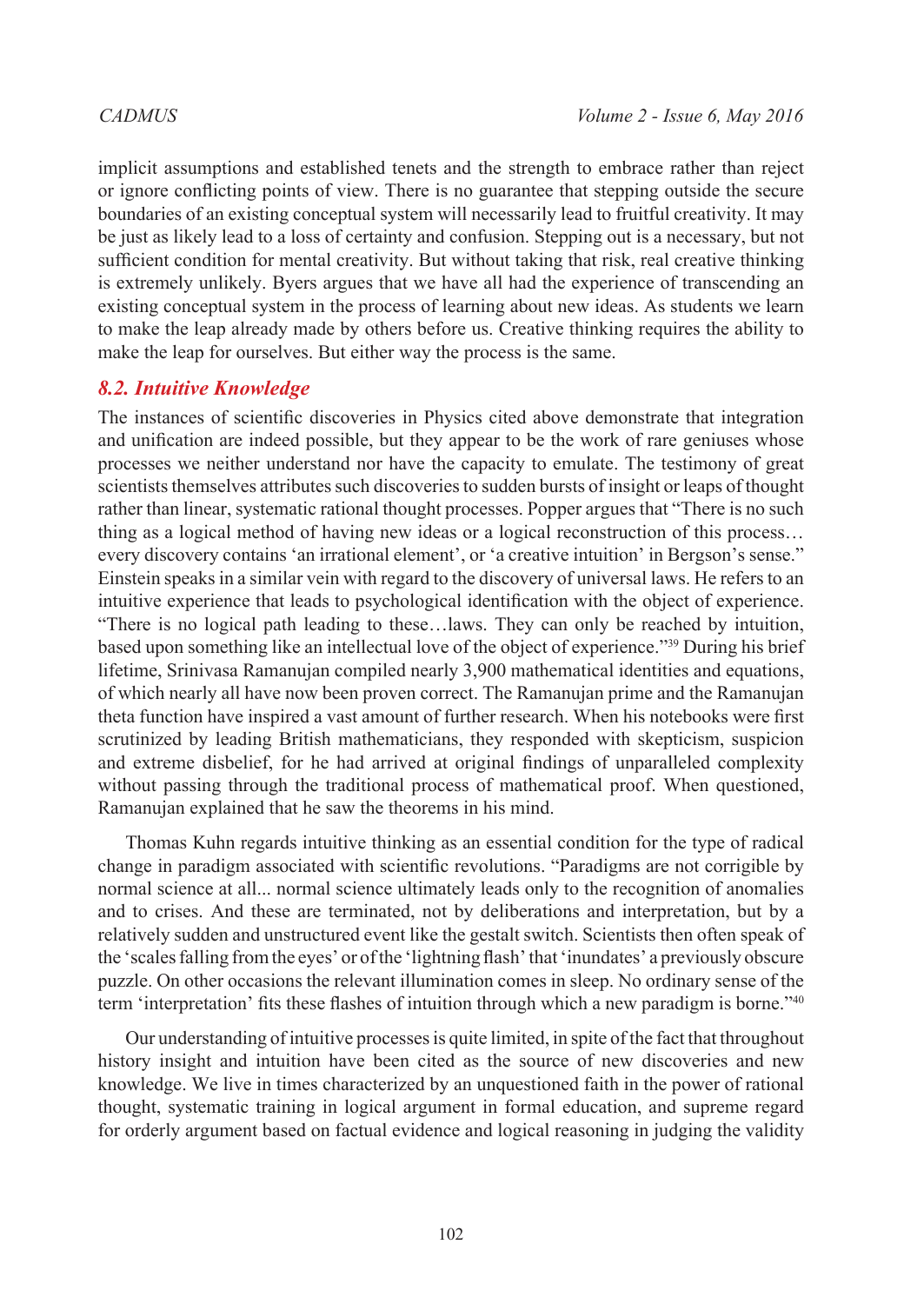implicit assumptions and established tenets and the strength to embrace rather than reject or ignore conflicting points of view. There is no guarantee that stepping outside the secure boundaries of an existing conceptual system will necessarily lead to fruitful creativity. It may be just as likely lead to a loss of certainty and confusion. Stepping out is a necessary, but not sufficient condition for mental creativity. But without taking that risk, real creative thinking is extremely unlikely. Byers argues that we have all had the experience of transcending an existing conceptual system in the process of learning about new ideas. As students we learn to make the leap already made by others before us. Creative thinking requires the ability to make the leap for ourselves. But either way the process is the same.

### *8.2. Intuitive Knowledge*

The instances of scientific discoveries in Physics cited above demonstrate that integration and unification are indeed possible, but they appear to be the work of rare geniuses whose processes we neither understand nor have the capacity to emulate. The testimony of great scientists themselves attributes such discoveries to sudden bursts of insight or leaps of thought rather than linear, systematic rational thought processes. Popper argues that "There is no such thing as a logical method of having new ideas or a logical reconstruction of this process… every discovery contains 'an irrational element', or 'a creative intuition' in Bergson's sense." Einstein speaks in a similar vein with regard to the discovery of universal laws. He refers to an intuitive experience that leads to psychological identification with the object of experience. "There is no logical path leading to these…laws. They can only be reached by intuition, based upon something like an intellectual love of the object of experience."[39] During his brief lifetime, Srinivasa Ramanujan compiled nearly 3,900 mathematical identities and equations, of which nearly all have now been proven correct. The Ramanujan prime and the Ramanujan theta function have inspired a vast amount of further research. When his notebooks were first scrutinized by leading British mathematicians, they responded with skepticism, suspicion and extreme disbelief, for he had arrived at original findings of unparalleled complexity without passing through the traditional process of mathematical proof. When questioned, Ramanujan explained that he saw the theorems in his mind.

Thomas Kuhn regards intuitive thinking as an essential condition for the type of radical change in paradigm associated with scientific revolutions. "Paradigms are not corrigible by normal science at all... normal science ultimately leads only to the recognition of anomalies and to crises. And these are terminated, not by deliberations and interpretation, but by a relatively sudden and unstructured event like the gestalt switch. Scientists then often speak of the 'scales falling from the eyes' or of the 'lightning flash' that 'inundates' a previously obscure puzzle. On other occasions the relevant illumination comes in sleep. No ordinary sense of the term 'interpretation' fits these flashes of intuition through which a new paradigm is borne."[40]

Our understanding of intuitive processes is quite limited, in spite of the fact that throughout history insight and intuition have been cited as the source of new discoveries and new knowledge. We live in times characterized by an unquestioned faith in the power of rational thought, systematic training in logical argument in formal education, and supreme regard for orderly argument based on factual evidence and logical reasoning in judging the validity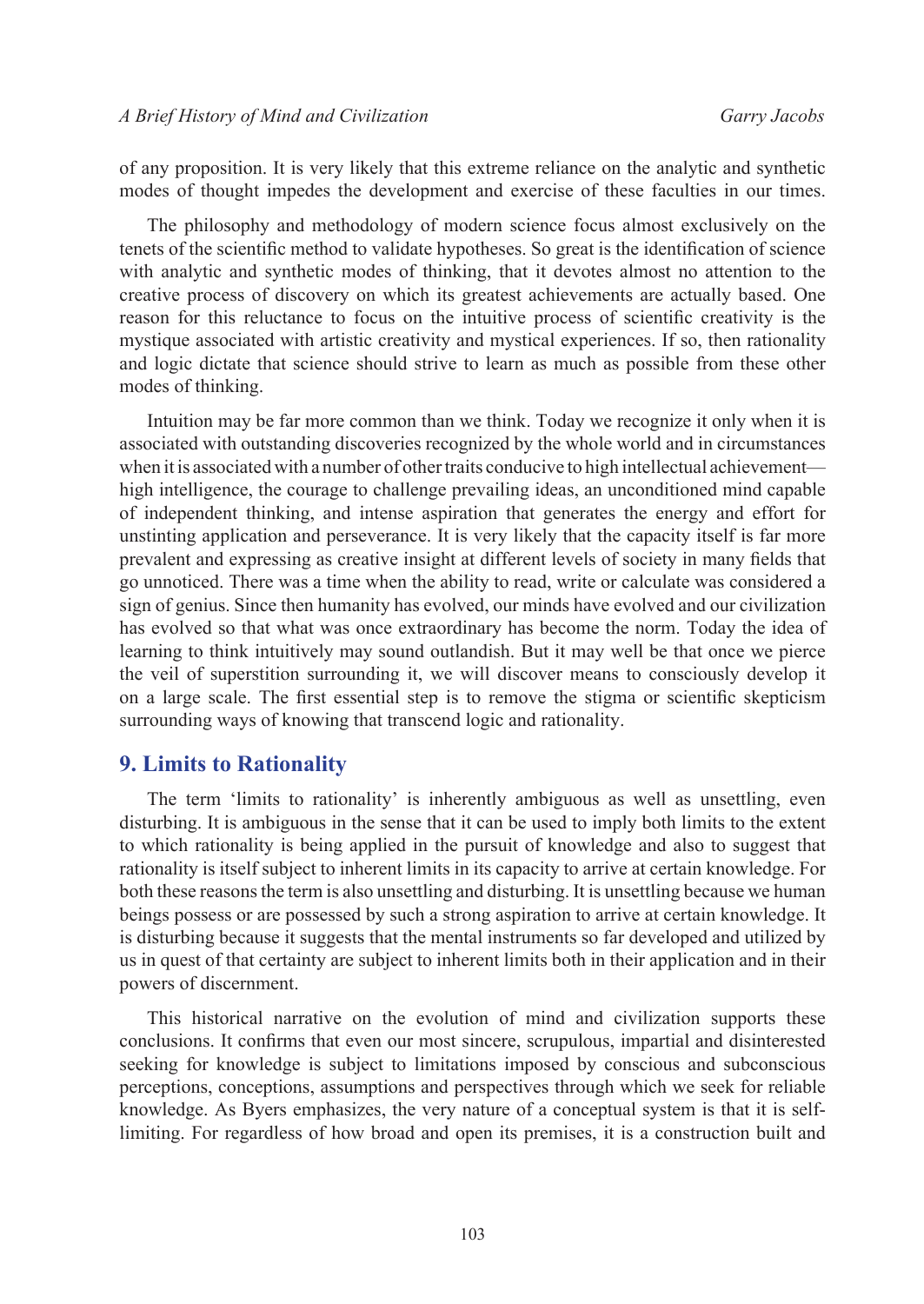of any proposition. It is very likely that this extreme reliance on the analytic and synthetic modes of thought impedes the development and exercise of these faculties in our times.

The philosophy and methodology of modern science focus almost exclusively on the tenets of the scientific method to validate hypotheses. So great is the identification of science with analytic and synthetic modes of thinking, that it devotes almost no attention to the creative process of discovery on which its greatest achievements are actually based. One reason for this reluctance to focus on the intuitive process of scientific creativity is the mystique associated with artistic creativity and mystical experiences. If so, then rationality and logic dictate that science should strive to learn as much as possible from these other modes of thinking.

Intuition may be far more common than we think. Today we recognize it only when it is associated with outstanding discoveries recognized by the whole world and in circumstances when it is associated with a number of other traits conducive to high intellectual achievement—high intelligence, the courage to challenge prevailing ideas, an unconditioned mind capable of independent thinking, and intense aspiration that generates the energy and effort for unstinting application and perseverance. It is very likely that the capacity itself is far more prevalent and expressing as creative insight at different levels of society in many fields that go unnoticed. There was a time when the ability to read, write or calculate was considered a sign of genius. Since then humanity has evolved, our minds have evolved and our civilization has evolved so that what was once extraordinary has become the norm. Today the idea of learning to think intuitively may sound outlandish. But it may well be that once we pierce the veil of superstition surrounding it, we will discover means to consciously develop it on a large scale. The first essential step is to remove the stigma or scientific skepticism surrounding ways of knowing that transcend logic and rationality.

## 9. Limits to Rationality

The term 'limits to rationality' is inherently ambiguous as well as unsettling, even disturbing. It is ambiguous in the sense that it can be used to imply both limits to the extent to which rationality is being applied in the pursuit of knowledge and also to suggest that rationality is itself subject to inherent limits in its capacity to arrive at certain knowledge. For both these reasons the term is also unsettling and disturbing. It is unsettling because we human beings possess or are possessed by such a strong aspiration to arrive at certain knowledge. It is disturbing because it suggests that the mental instruments so far developed and utilized by us in quest of that certainty are subject to inherent limits both in their application and in their powers of discernment.

This historical narrative on the evolution of mind and civilization supports these conclusions. It confirms that even our most sincere, scrupulous, impartial and disinterested seeking for knowledge is subject to limitations imposed by conscious and subconscious perceptions, conceptions, assumptions and perspectives through which we seek for reliable knowledge. As Byers emphasizes, the very nature of a conceptual system is that it is self-limiting. For regardless of how broad and open its premises, it is a construction built and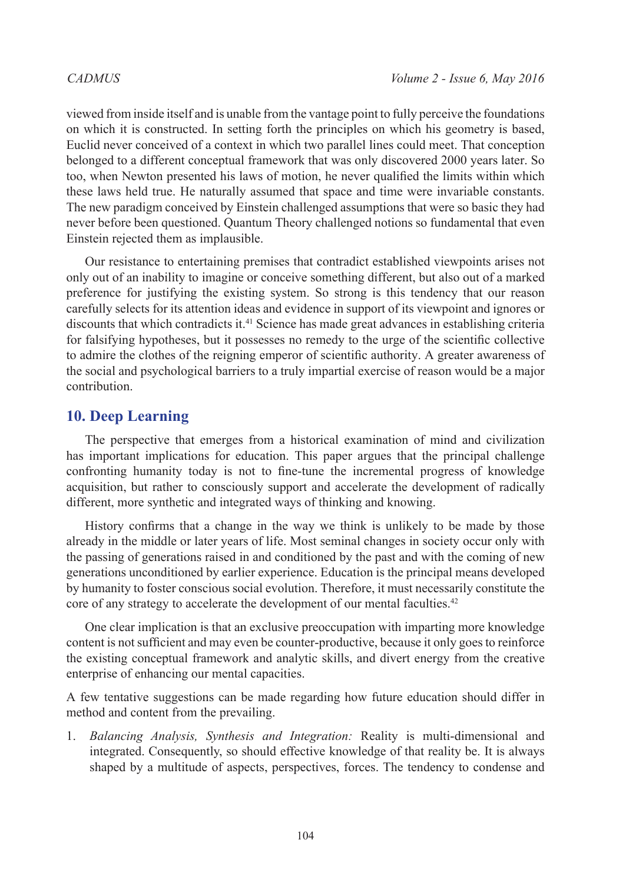viewed from inside itself and is unable from the vantage point to fully perceive the foundations on which it is constructed. In setting forth the principles on which his geometry is based, Euclid never conceived of a context in which two parallel lines could meet. That conception belonged to a different conceptual framework that was only discovered 2000 years later. So too, when Newton presented his laws of motion, he never qualified the limits within which these laws held true. He naturally assumed that space and time were invariable constants. The new paradigm conceived by Einstein challenged assumptions that were so basic they had never before been questioned. Quantum Theory challenged notions so fundamental that even Einstein rejected them as implausible.

Our resistance to entertaining premises that contradict established viewpoints arises not only out of an inability to imagine or conceive something different, but also out of a marked preference for justifying the existing system. So strong is this tendency that our reason carefully selects for its attention ideas and evidence in support of its viewpoint and ignores or discounts that which contradicts it.[41] Science has made great advances in establishing criteria for falsifying hypotheses, but it possesses no remedy to the urge of the scientific collective to admire the clothes of the reigning emperor of scientific authority. A greater awareness of the social and psychological barriers to a truly impartial exercise of reason would be a major contribution.

## 10. Deep Learning

The perspective that emerges from a historical examination of mind and civilization has important implications for education. This paper argues that the principal challenge confronting humanity today is not to fine-tune the incremental progress of knowledge acquisition, but rather to consciously support and accelerate the development of radically different, more synthetic and integrated ways of thinking and knowing.

History confirms that a change in the way we think is unlikely to be made by those already in the middle or later years of life. Most seminal changes in society occur only with the passing of generations raised in and conditioned by the past and with the coming of new generations unconditioned by earlier experience. Education is the principal means developed by humanity to foster conscious social evolution. Therefore, it must necessarily constitute the core of any strategy to accelerate the development of our mental faculties.[42]

One clear implication is that an exclusive preoccupation with imparting more knowledge content is not sufficient and may even be counter-productive, because it only goes to reinforce the existing conceptual framework and analytic skills, and divert energy from the creative enterprise of enhancing our mental capacities.

A few tentative suggestions can be made regarding how future education should differ in method and content from the prevailing.

1. *Balancing Analysis, Synthesis and Integration:* Reality is multi-dimensional and integrated. Consequently, so should effective knowledge of that reality be. It is always shaped by a multitude of aspects, perspectives, forces. The tendency to condense and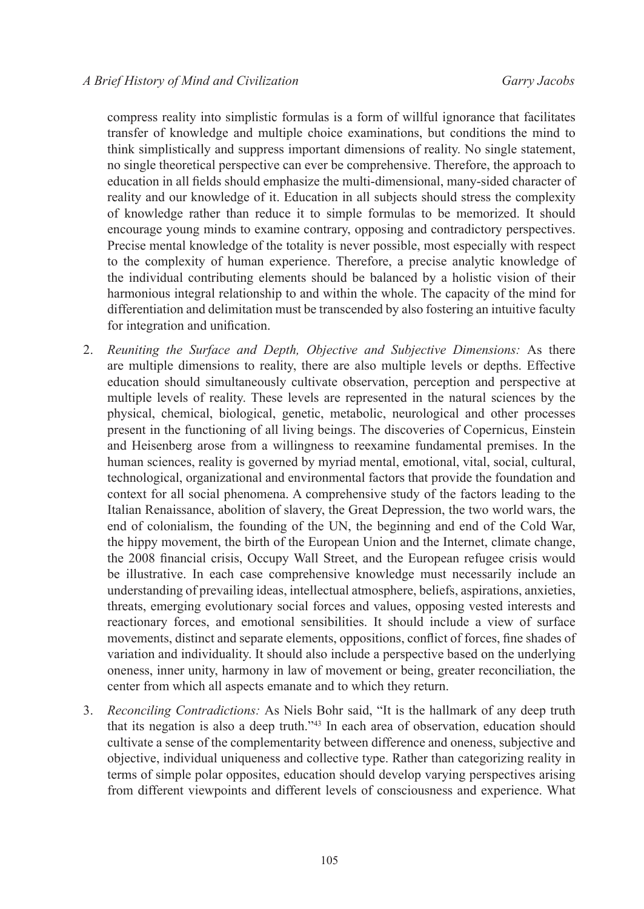compress reality into simplistic formulas is a form of willful ignorance that facilitates transfer of knowledge and multiple choice examinations, but conditions the mind to think simplistically and suppress important dimensions of reality. No single statement, no single theoretical perspective can ever be comprehensive. Therefore, the approach to education in all fields should emphasize the multi-dimensional, many-sided character of reality and our knowledge of it. Education in all subjects should stress the complexity of knowledge rather than reduce it to simple formulas to be memorized. It should encourage young minds to examine contrary, opposing and contradictory perspectives. Precise mental knowledge of the totality is never possible, most especially with respect to the complexity of human experience. Therefore, a precise analytic knowledge of the individual contributing elements should be balanced by a holistic vision of their harmonious integral relationship to and within the whole. The capacity of the mind for differentiation and delimitation must be transcended by also fostering an intuitive faculty for integration and unification.

2. *Reuniting the Surface and Depth, Objective and Subjective Dimensions:* As there are multiple dimensions to reality, there are also multiple levels or depths. Effective education should simultaneously cultivate observation, perception and perspective at multiple levels of reality. These levels are represented in the natural sciences by the physical, chemical, biological, genetic, metabolic, neurological and other processes present in the functioning of all living beings. The discoveries of Copernicus, Einstein and Heisenberg arose from a willingness to reexamine fundamental premises. In the human sciences, reality is governed by myriad mental, emotional, vital, social, cultural, technological, organizational and environmental factors that provide the foundation and context for all social phenomena. A comprehensive study of the factors leading to the Italian Renaissance, abolition of slavery, the Great Depression, the two world wars, the end of colonialism, the founding of the UN, the beginning and end of the Cold War, the hippy movement, the birth of the European Union and the Internet, climate change, the 2008 financial crisis, Occupy Wall Street, and the European refugee crisis would be illustrative. In each case comprehensive knowledge must necessarily include an understanding of prevailing ideas, intellectual atmosphere, beliefs, aspirations, anxieties, threats, emerging evolutionary social forces and values, opposing vested interests and reactionary forces, and emotional sensibilities. It should include a view of surface movements, distinct and separate elements, oppositions, conflict of forces, fine shades of variation and individuality. It should also include a perspective based on the underlying oneness, inner unity, harmony in law of movement or being, greater reconciliation, the center from which all aspects emanate and to which they return.

3. *Reconciling Contradictions:* As Niels Bohr said, "It is the hallmark of any deep truth that its negation is also a deep truth."[43] In each area of observation, education should cultivate a sense of the complementarity between difference and oneness, subjective and objective, individual uniqueness and collective type. Rather than categorizing reality in terms of simple polar opposites, education should develop varying perspectives arising from different viewpoints and different levels of consciousness and experience. What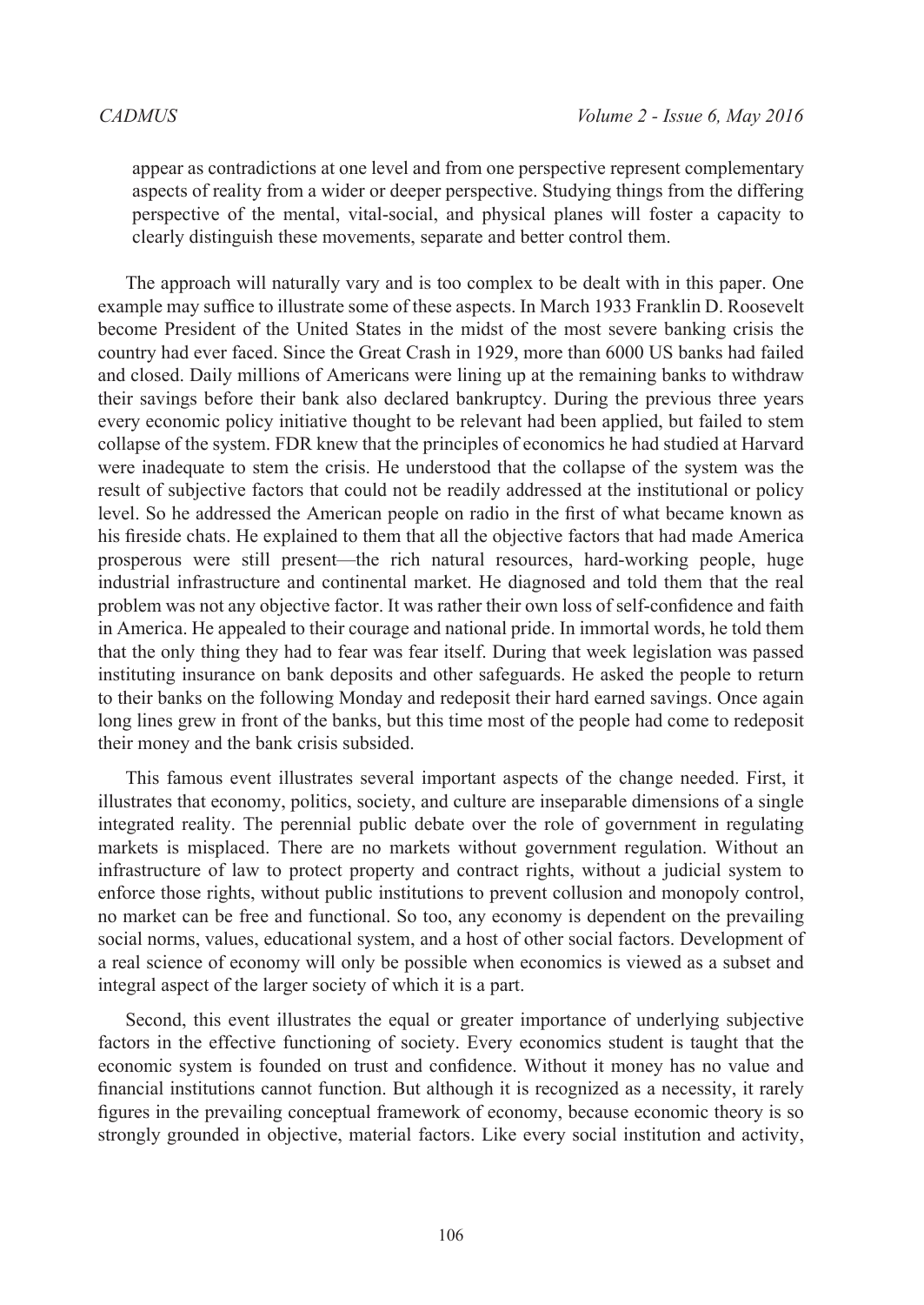appear as contradictions at one level and from one perspective represent complementary aspects of reality from a wider or deeper perspective. Studying things from the differing perspective of the mental, vital-social, and physical planes will foster a capacity to clearly distinguish these movements, separate and better control them.

The approach will naturally vary and is too complex to be dealt with in this paper. One example may suffice to illustrate some of these aspects. In March 1933 Franklin D. Roosevelt become President of the United States in the midst of the most severe banking crisis the country had ever faced. Since the Great Crash in 1929, more than 6000 US banks had failed and closed. Daily millions of Americans were lining up at the remaining banks to withdraw their savings before their bank also declared bankruptcy. During the previous three years every economic policy initiative thought to be relevant had been applied, but failed to stem collapse of the system. FDR knew that the principles of economics he had studied at Harvard were inadequate to stem the crisis. He understood that the collapse of the system was the result of subjective factors that could not be readily addressed at the institutional or policy level. So he addressed the American people on radio in the first of what became known as his fireside chats. He explained to them that all the objective factors that had made America prosperous were still present—the rich natural resources, hard-working people, huge industrial infrastructure and continental market. He diagnosed and told them that the real problem was not any objective factor. It was rather their own loss of self-confidence and faith in America. He appealed to their courage and national pride. In immortal words, he told them that the only thing they had to fear was fear itself. During that week legislation was passed instituting insurance on bank deposits and other safeguards. He asked the people to return to their banks on the following Monday and redeposit their hard earned savings. Once again long lines grew in front of the banks, but this time most of the people had come to redeposit their money and the bank crisis subsided.

This famous event illustrates several important aspects of the change needed. First, it illustrates that economy, politics, society, and culture are inseparable dimensions of a single integrated reality. The perennial public debate over the role of government in regulating markets is misplaced. There are no markets without government regulation. Without an infrastructure of law to protect property and contract rights, without a judicial system to enforce those rights, without public institutions to prevent collusion and monopoly control, no market can be free and functional. So too, any economy is dependent on the prevailing social norms, values, educational system, and a host of other social factors. Development of a real science of economy will only be possible when economics is viewed as a subset and integral aspect of the larger society of which it is a part.

Second, this event illustrates the equal or greater importance of underlying subjective factors in the effective functioning of society. Every economics student is taught that the economic system is founded on trust and confidence. Without it money has no value and financial institutions cannot function. But although it is recognized as a necessity, it rarely figures in the prevailing conceptual framework of economy, because economic theory is so strongly grounded in objective, material factors. Like every social institution and activity,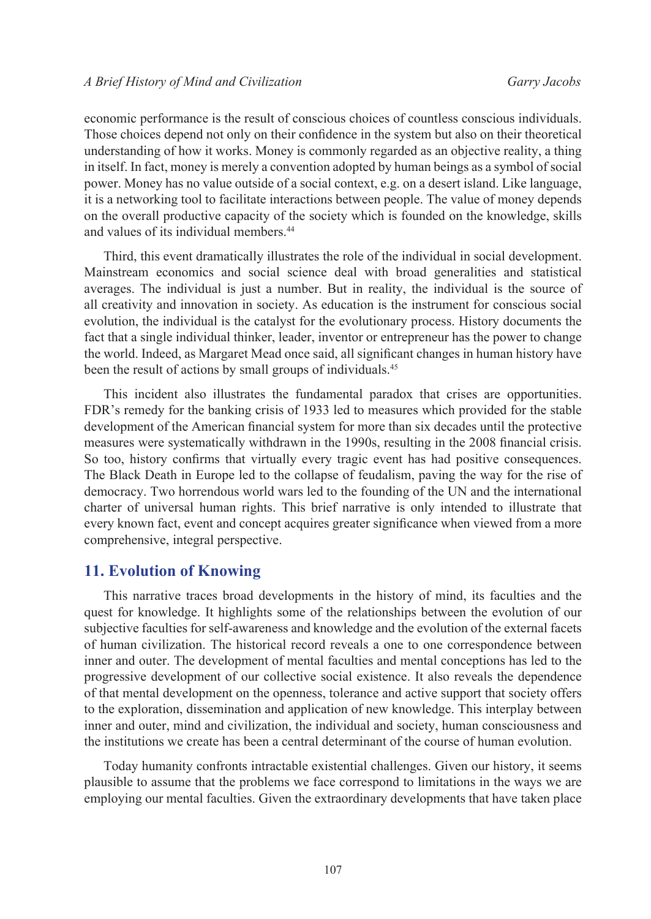economic performance is the result of conscious choices of countless conscious individuals. Those choices depend not only on their confidence in the system but also on their theoretical understanding of how it works. Money is commonly regarded as an objective reality, a thing in itself. In fact, money is merely a convention adopted by human beings as a symbol of social power. Money has no value outside of a social context, e.g. on a desert island. Like language, it is a networking tool to facilitate interactions between people. The value of money depends on the overall productive capacity of the society which is founded on the knowledge, skills and values of its individual members.[44]

Third, this event dramatically illustrates the role of the individual in social development. Mainstream economics and social science deal with broad generalities and statistical averages. The individual is just a number. But in reality, the individual is the source of all creativity and innovation in society. As education is the instrument for conscious social evolution, the individual is the catalyst for the evolutionary process. History documents the fact that a single individual thinker, leader, inventor or entrepreneur has the power to change the world. Indeed, as Margaret Mead once said, all significant changes in human history have been the result of actions by small groups of individuals.[45]

This incident also illustrates the fundamental paradox that crises are opportunities. FDR's remedy for the banking crisis of 1933 led to measures which provided for the stable development of the American financial system for more than six decades until the protective measures were systematically withdrawn in the 1990s, resulting in the 2008 financial crisis. So too, history confirms that virtually every tragic event has had positive consequences. The Black Death in Europe led to the collapse of feudalism, paving the way for the rise of democracy. Two horrendous world wars led to the founding of the UN and the international charter of universal human rights. This brief narrative is only intended to illustrate that every known fact, event and concept acquires greater significance when viewed from a more comprehensive, integral perspective.

## 11. Evolution of Knowing

This narrative traces broad developments in the history of mind, its faculties and the quest for knowledge. It highlights some of the relationships between the evolution of our subjective faculties for self-awareness and knowledge and the evolution of the external facets of human civilization. The historical record reveals a one to one correspondence between inner and outer. The development of mental faculties and mental conceptions has led to the progressive development of our collective social existence. It also reveals the dependence of that mental development on the openness, tolerance and active support that society offers to the exploration, dissemination and application of new knowledge. This interplay between inner and outer, mind and civilization, the individual and society, human consciousness and the institutions we create has been a central determinant of the course of human evolution.

Today humanity confronts intractable existential challenges. Given our history, it seems plausible to assume that the problems we face correspond to limitations in the ways we are employing our mental faculties. Given the extraordinary developments that have taken place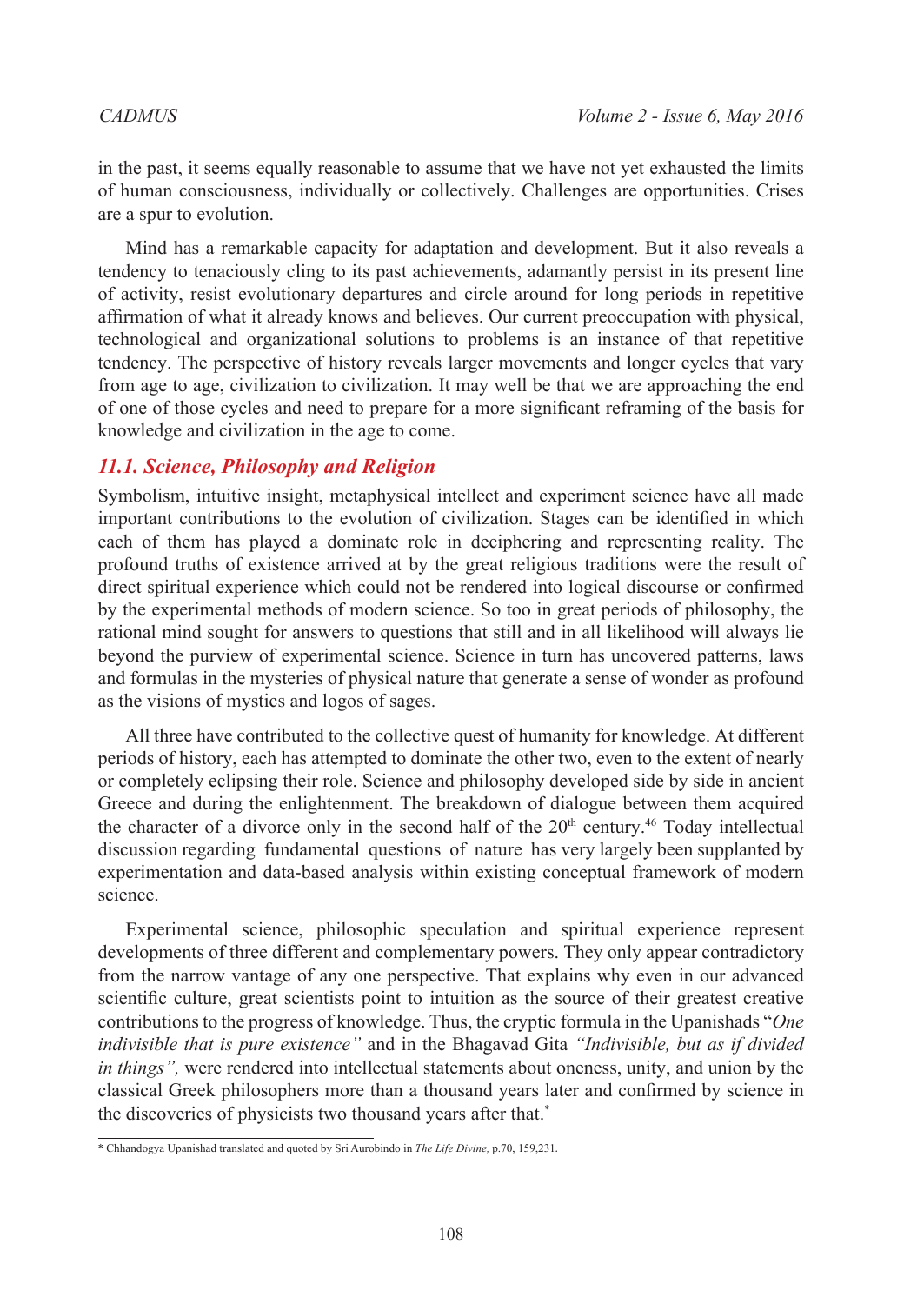in the past, it seems equally reasonable to assume that we have not yet exhausted the limits of human consciousness, individually or collectively. Challenges are opportunities. Crises are a spur to evolution.

Mind has a remarkable capacity for adaptation and development. But it also reveals a tendency to tenaciously cling to its past achievements, adamantly persist in its present line of activity, resist evolutionary departures and circle around for long periods in repetitive affirmation of what it already knows and believes. Our current preoccupation with physical, technological and organizational solutions to problems is an instance of that repetitive tendency. The perspective of history reveals larger movements and longer cycles that vary from age to age, civilization to civilization. It may well be that we are approaching the end of one of those cycles and need to prepare for a more significant reframing of the basis for knowledge and civilization in the age to come.

### *11.1. Science, Philosophy and Religion*

Symbolism, intuitive insight, metaphysical intellect and experiment science have all made important contributions to the evolution of civilization. Stages can be identified in which each of them has played a dominate role in deciphering and representing reality. The profound truths of existence arrived at by the great religious traditions were the result of direct spiritual experience which could not be rendered into logical discourse or confirmed by the experimental methods of modern science. So too in great periods of philosophy, the rational mind sought for answers to questions that still and in all likelihood will always lie beyond the purview of experimental science. Science in turn has uncovered patterns, laws and formulas in the mysteries of physical nature that generate a sense of wonder as profound as the visions of mystics and logos of sages.

All three have contributed to the collective quest of humanity for knowledge. At different periods of history, each has attempted to dominate the other two, even to the extent of nearly or completely eclipsing their role. Science and philosophy developed side by side in ancient Greece and during the enlightenment. The breakdown of dialogue between them acquired the character of a divorce only in the second half of the 20th century.[46] Today intellectual discussion regarding fundamental questions of nature has very largely been supplanted by experimentation and data-based analysis within existing conceptual framework of modern science.

Experimental science, philosophic speculation and spiritual experience represent developments of three different and complementary powers. They only appear contradictory from the narrow vantage of any one perspective. That explains why even in our advanced scientific culture, great scientists point to intuition as the source of their greatest creative contributions to the progress of knowledge. Thus, the cryptic formula in the Upanishads "*One indivisible that is pure existence*" and in the Bhagavad Gita *"Indivisible, but as if divided in things",* were rendered into intellectual statements about oneness, unity, and union by the classical Greek philosophers more than a thousand years later and confirmed by science in the discoveries of physicists two thousand years after that.[*]

---

[*] Chhandogya Upanishad translated and quoted by Sri Aurobindo in *The Life Divine,* p.70, 159,231.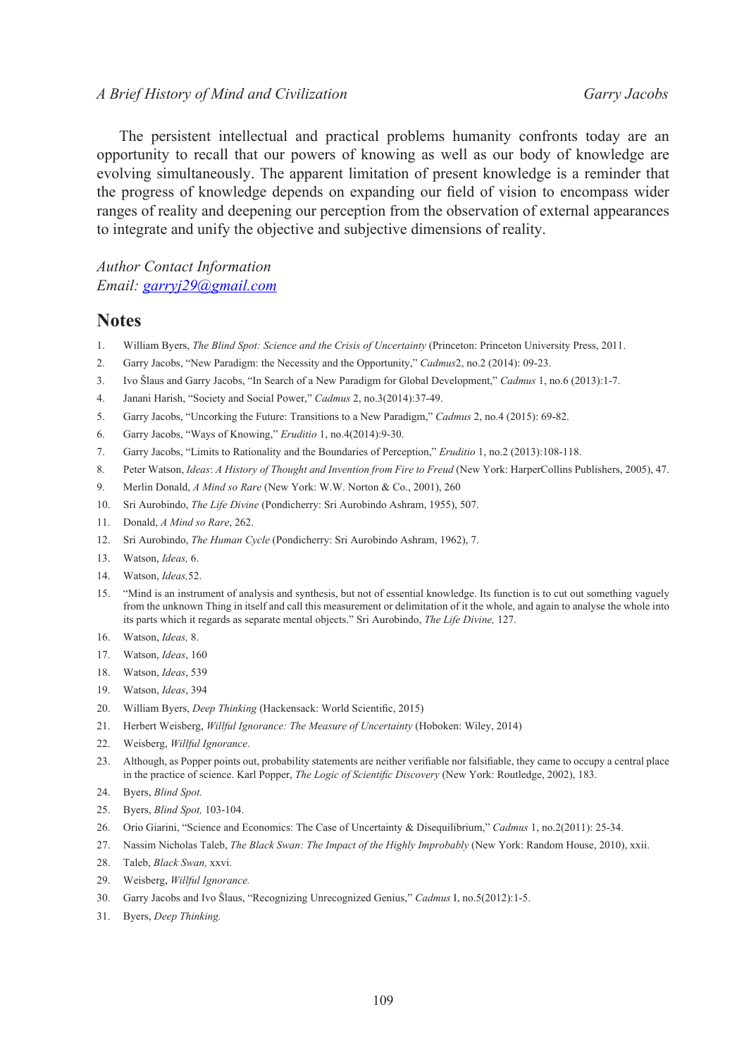The persistent intellectual and practical problems humanity confronts today are an opportunity to recall that our powers of knowing as well as our body of knowledge are evolving simultaneously. The apparent limitation of present knowledge is a reminder that the progress of knowledge depends on expanding our field of vision to encompass wider ranges of reality and deepening our perception from the observation of external appearances to integrate and unify the objective and subjective dimensions of reality.

*Author Contact Information*
*Email: garryj29@gmail.com*

## Notes

1. William Byers, *The Blind Spot: Science and the Crisis of Uncertainty* (Princeton: Princeton University Press, 2011.
2. Garry Jacobs, "New Paradigm: the Necessity and the Opportunity," *Cadmus*2, no.2 (2014): 09-23.
3. Ivo Šlaus and Garry Jacobs, "In Search of a New Paradigm for Global Development," *Cadmus* 1, no.6 (2013):1-7.
4. Janani Harish, "Society and Social Power," *Cadmus* 2, no.3(2014):37-49.
5. Garry Jacobs, "Uncorking the Future: Transitions to a New Paradigm," *Cadmus* 2, no.4 (2015): 69-82.
6. Garry Jacobs, "Ways of Knowing," *Eruditio* 1, no.4(2014):9-30.
7. Garry Jacobs, "Limits to Rationality and the Boundaries of Perception," *Eruditio* 1, no.2 (2013):108-118.
8. Peter Watson, *Ideas*: *A History of Thought and Invention from Fire to Freud* (New York: HarperCollins Publishers, 2005), 47.
9. Merlin Donald, *A Mind so Rare* (New York: W.W. Norton & Co., 2001), 260
10. Sri Aurobindo, *The Life Divine* (Pondicherry: Sri Aurobindo Ashram, 1955), 507.
11. Donald, *A Mind so Rare*, 262.
12. Sri Aurobindo, *The Human Cycle* (Pondicherry: Sri Aurobindo Ashram, 1962), 7.
13. Watson, *Ideas,* 6.
14. Watson, *Ideas,*52.
15. "Mind is an instrument of analysis and synthesis, but not of essential knowledge. Its function is to cut out something vaguely from the unknown Thing in itself and call this measurement or delimitation of it the whole, and again to analyse the whole into its parts which it regards as separate mental objects." Sri Aurobindo, *The Life Divine,* 127.
16. Watson, *Ideas,* 8.
17. Watson, *Ideas*, 160
18. Watson, *Ideas*, 539
19. Watson, *Ideas*, 394
20. William Byers, *Deep Thinking* (Hackensack: World Scientific, 2015)
21. Herbert Weisberg, *Willful Ignorance: The Measure of Uncertainty* (Hoboken: Wiley, 2014)
22. Weisberg, *Willful Ignorance*.
23. Although, as Popper points out, probability statements are neither verifiable nor falsifiable, they came to occupy a central place in the practice of science. Karl Popper, *The Logic of Scientific Discovery* (New York: Routledge, 2002), 183.
24. Byers, *Blind Spot.*
25. Byers, *Blind Spot,* 103-104.
26. Orio Giarini, "Science and Economics: The Case of Uncertainty & Disequilibrium," *Cadmus* 1, no.2(2011): 25-34.
27. Nassim Nicholas Taleb, *The Black Swan: The Impact of the Highly Improbably* (New York: Random House, 2010), xxii.
28. Taleb, *Black Swan,* xxvi.
29. Weisberg, *Willful Ignorance.*
30. Garry Jacobs and Ivo Šlaus, "Recognizing Unrecognized Genius," *Cadmus* I, no.5(2012):1-5.
31. Byers, *Deep Thinking.*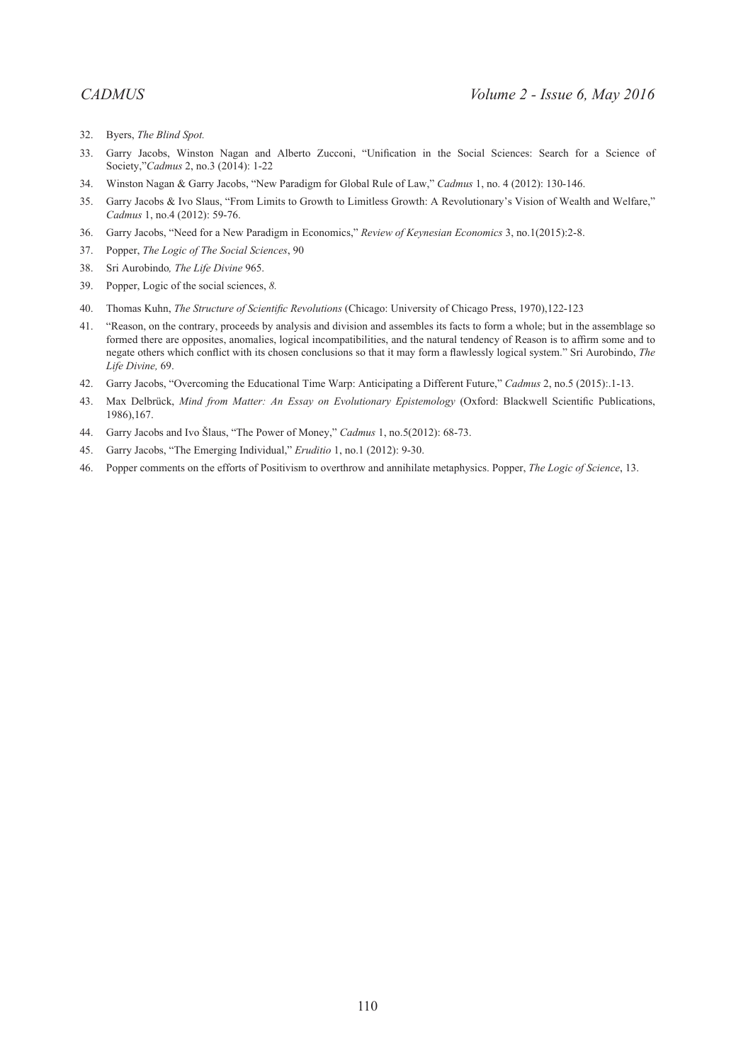32. Byers, *The Blind Spot.*
33. Garry Jacobs, Winston Nagan and Alberto Zucconi, "Unification in the Social Sciences: Search for a Science of Society,"*Cadmus* 2, no.3 (2014): 1-22
34. Winston Nagan & Garry Jacobs, "New Paradigm for Global Rule of Law," *Cadmus* 1, no. 4 (2012): 130-146.
35. Garry Jacobs & Ivo Slaus, "From Limits to Growth to Limitless Growth: A Revolutionary's Vision of Wealth and Welfare," *Cadmus* 1, no.4 (2012): 59-76.
36. Garry Jacobs, "Need for a New Paradigm in Economics," *Review of Keynesian Economics* 3, no.1(2015):2-8.
37. Popper, *The Logic of The Social Sciences*, 90
38. Sri Aurobindo*, The Life Divine* 965.
39. Popper, Logic of the social sciences, *8.*
40. Thomas Kuhn, *The Structure of Scientific Revolutions* (Chicago: University of Chicago Press, 1970),122-123
41. "Reason, on the contrary, proceeds by analysis and division and assembles its facts to form a whole; but in the assemblage so formed there are opposites, anomalies, logical incompatibilities, and the natural tendency of Reason is to affirm some and to negate others which conflict with its chosen conclusions so that it may form a flawlessly logical system." Sri Aurobindo, *The Life Divine,* 69.
42. Garry Jacobs, "Overcoming the Educational Time Warp: Anticipating a Different Future," *Cadmus* 2, no.5 (2015):.1-13.
43. Max Delbrück, *Mind from Matter: An Essay on Evolutionary Epistemology* (Oxford: Blackwell Scientific Publications, 1986),167.
44. Garry Jacobs and Ivo Šlaus, "The Power of Money," *Cadmus* 1, no.5(2012): 68-73.
45. Garry Jacobs, "The Emerging Individual," *Eruditio* 1, no.1 (2012): 9-30.
46. Popper comments on the efforts of Positivism to overthrow and annihilate metaphysics. Popper, *The Logic of Science*, 13.